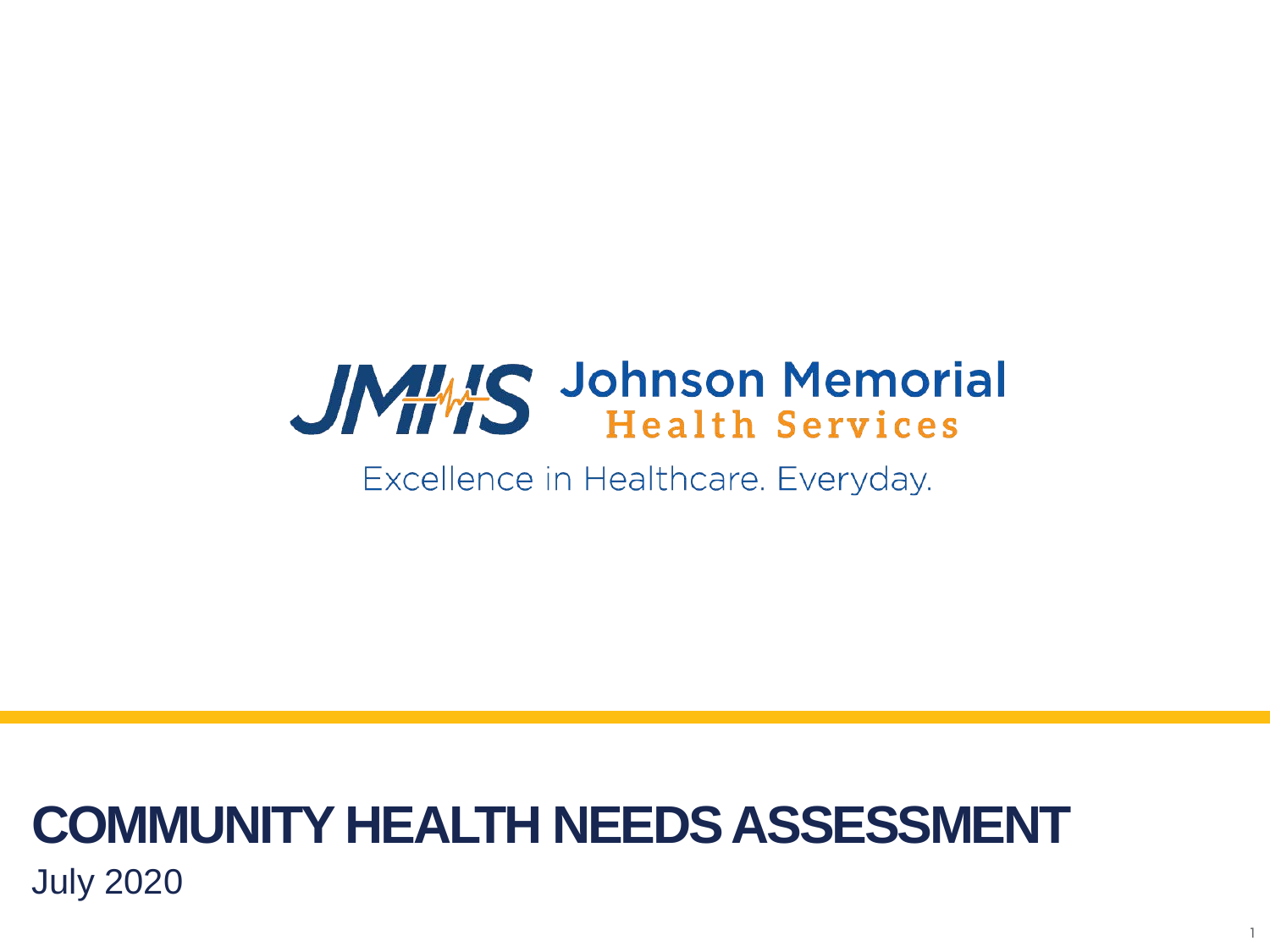Johnson Memorial Health Services

Excellence in Healthcare. Everyday.

# COMMUNITY HEALTH NEEDS ASSESSMENT

July 2020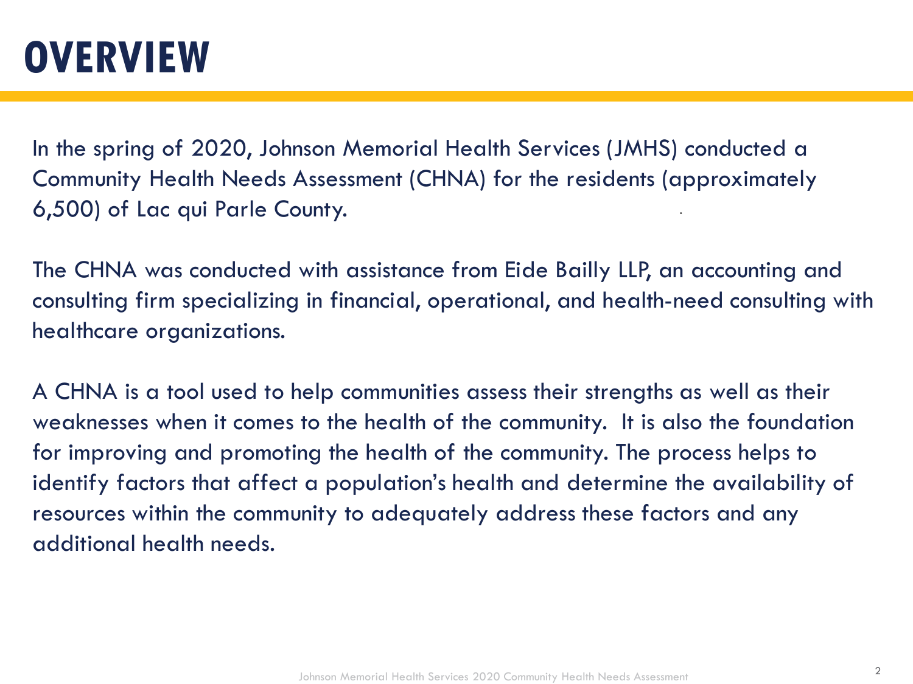# OVERVIEW

In the spring of 2020, Johnson Memorial Health Services (JMHS) conducted a Community Health Needs Assessment (CHNA) for the residents (approximately 6,500) of Lac qui Parle County.

The CHNA was conducted with assistance from Eide Bailly LLP, an accounting and consulting firm specializing in financial, operational, and health-need consulting with healthcare organizations.

A CHNA is a tool used to help communities assess their strengths as well as their weaknesses when it comes to the health of the community. It is also the foundation for improving and promoting the health of the community. The process helps to identify factors that affect a population's health and determine the availability of resources within the community to adequately address these factors and any additional health needs.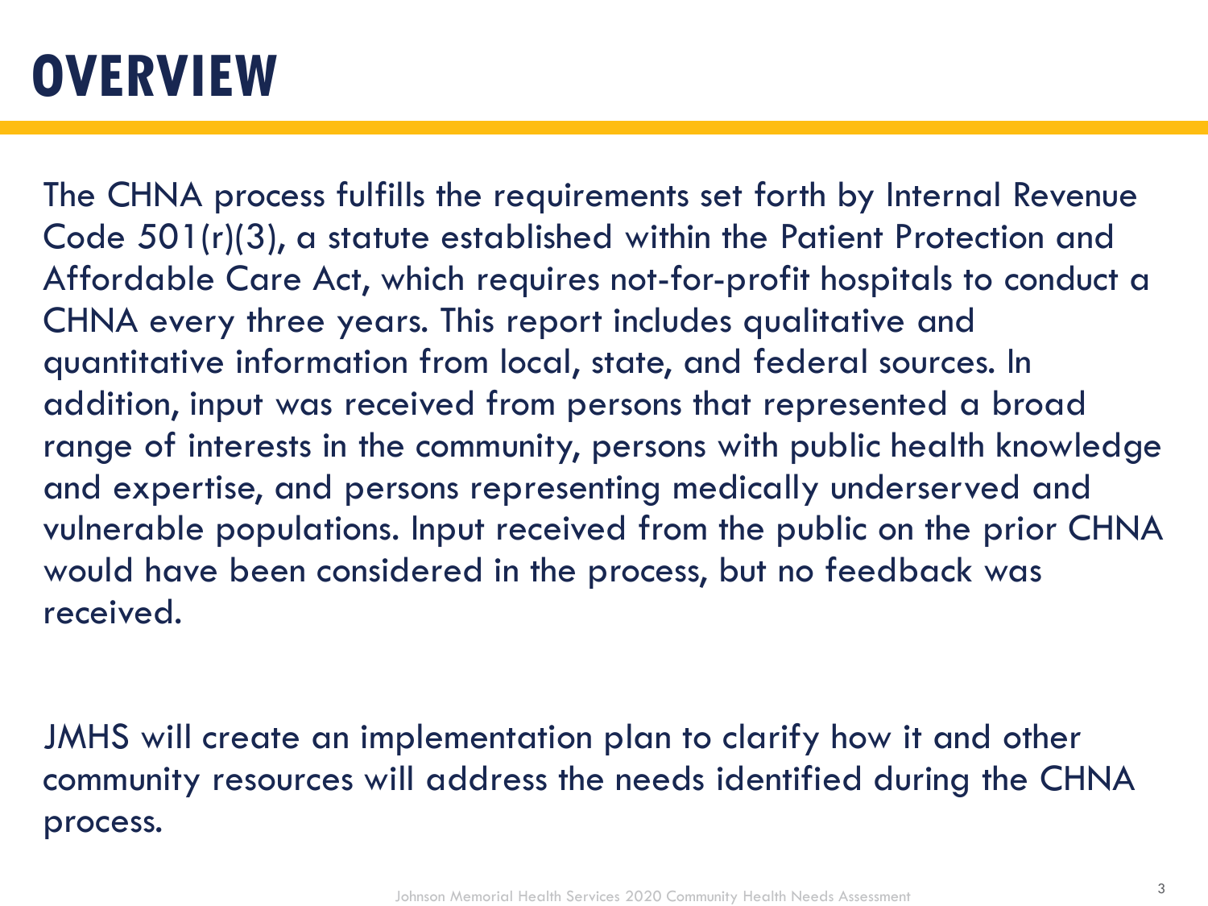# OVERVIEW

The CHNA process fulfills the requirements set forth by Internal Revenue Code 501(r)(3), a statute established within the Patient Protection and Affordable Care Act, which requires not-for-profit hospitals to conduct a CHNA every three years. This report includes qualitative and quantitative information from local, state, and federal sources. In addition, input was received from persons that represented a broad range of interests in the community, persons with public health knowledge and expertise, and persons representing medically underserved and vulnerable populations. Input received from the public on the prior CHNA would have been considered in the process, but no feedback was received.

JMHS will create an implementation plan to clarify how it and other community resources will address the needs identified during the CHNA process.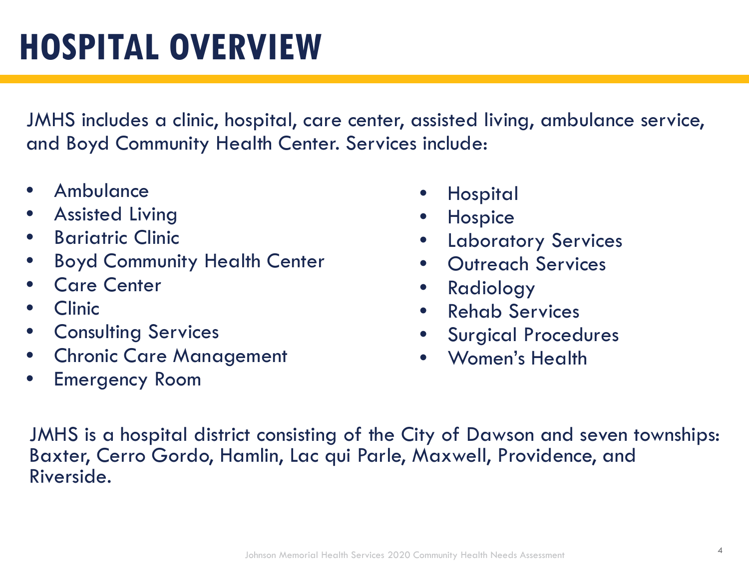# HOSPITAL OVERVIEW

JMHS includes a clinic, hospital, care center, assisted living, ambulance service, and Boyd Community Health Center. Services include:

- Ambulance
- Assisted Living
- Bariatric Clinic
- Boyd Community Health Center
- Care Center
- Clinic
- Consulting Services
- Chronic Care Management
- Emergency Room
- Hospital
- Hospice
- Laboratory Services
- Outreach Services
- Radiology
- Rehab Services
- Surgical Procedures
- Women's Health

JMHS is a hospital district consisting of the City of Dawson and seven townships: Baxter, Cerro Gordo, Hamlin, Lac qui Parle, Maxwell, Providence, and Riverside.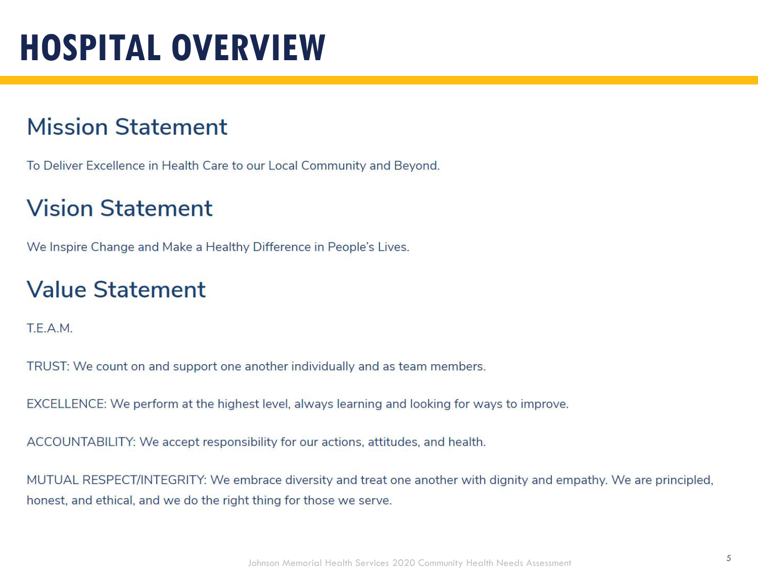# HOSPITAL OVERVIEW

## Mission Statement

To Deliver Excellence in Health Care to our Local Community and Beyond.

## Vision Statement

We Inspire Change and Make a Healthy Difference in People's Lives.

## Value Statement

T.E.A.M.

TRUST: We count on and support one another individually and as team members.

EXCELLENCE: We perform at the highest level, always learning and looking for ways to improve.

ACCOUNTABILITY: We accept responsibility for our actions, attitudes, and health.

MUTUAL RESPECT/INTEGRITY: We embrace diversity and treat one another with dignity and empathy. We are principled, honest, and ethical, and we do the right thing for those we serve.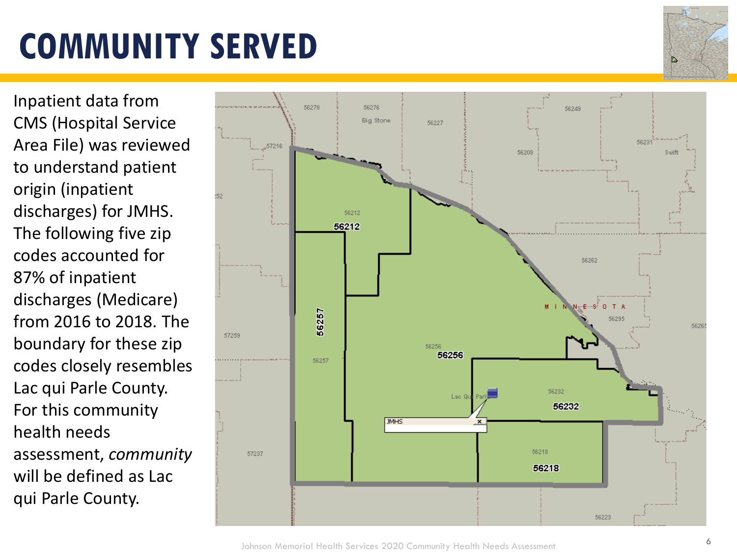# COMMUNITY SERVED

Inpatient data from CMS (Hospital Service Area File) was reviewed to understand patient origin (inpatient discharges) for JMHS. The following five zip codes accounted for 87% of inpatient discharges (Medicare) from 2016 to 2018. The boundary for these zip codes closely resembles Lac qui Parle County. For this community health needs assessment, *community* will be defined as Lac qui Parle County.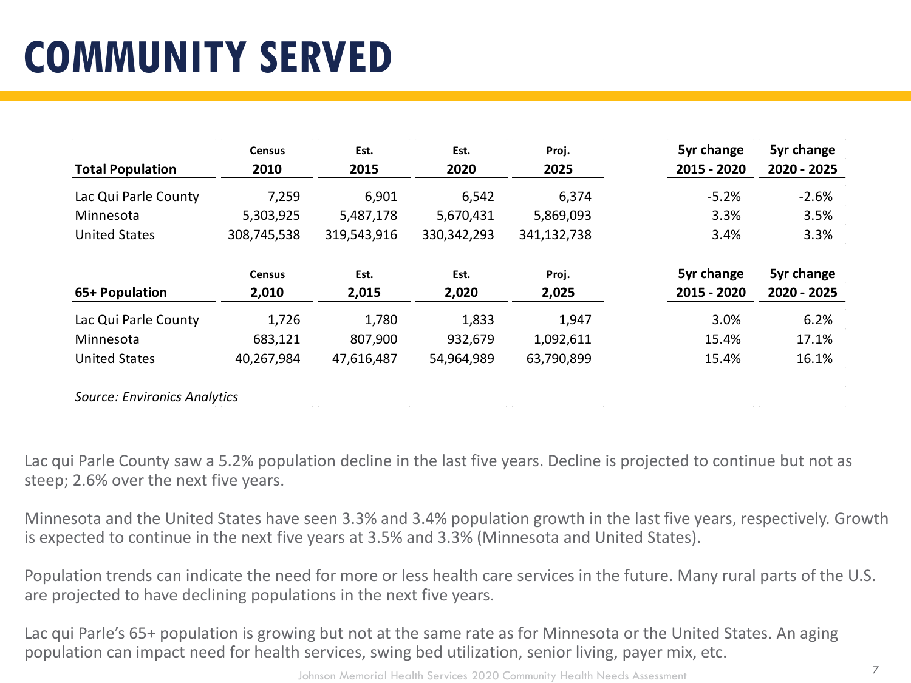# COMMUNITY SERVED

| Total Population | Census 2010 | Est. 2015 | Est. 2020 | Proj. 2025 | 5yr change 2015 - 2020 | 5yr change 2020 - 2025 |
|---|---|---|---|---|---|---|
| Lac Qui Parle County | 7,259 | 6,901 | 6,542 | 6,374 | -5.2% | -2.6% |
| Minnesota | 5,303,925 | 5,487,178 | 5,670,431 | 5,869,093 | 3.3% | 3.5% |
| United States | 308,745,538 | 319,543,916 | 330,342,293 | 341,132,738 | 3.4% | 3.3% |

| 65+ Population | Census 2,010 | Est. 2,015 | Est. 2,020 | Proj. 2,025 | 5yr change 2015 - 2020 | 5yr change 2020 - 2025 |
|---|---|---|---|---|---|---|
| Lac Qui Parle County | 1,726 | 1,780 | 1,833 | 1,947 | 3.0% | 6.2% |
| Minnesota | 683,121 | 807,900 | 932,679 | 1,092,611 | 15.4% | 17.1% |
| United States | 40,267,984 | 47,616,487 | 54,964,989 | 63,790,899 | 15.4% | 16.1% |

*Source: Environics Analytics*

Lac qui Parle County saw a 5.2% population decline in the last five years. Decline is projected to continue but not as steep; 2.6% over the next five years.

Minnesota and the United States have seen 3.3% and 3.4% population growth in the last five years, respectively. Growth is expected to continue in the next five years at 3.5% and 3.3% (Minnesota and United States).

Population trends can indicate the need for more or less health care services in the future. Many rural parts of the U.S. are projected to have declining populations in the next five years.

Lac qui Parle's 65+ population is growing but not at the same rate as for Minnesota or the United States. An aging population can impact need for health services, swing bed utilization, senior living, payer mix, etc.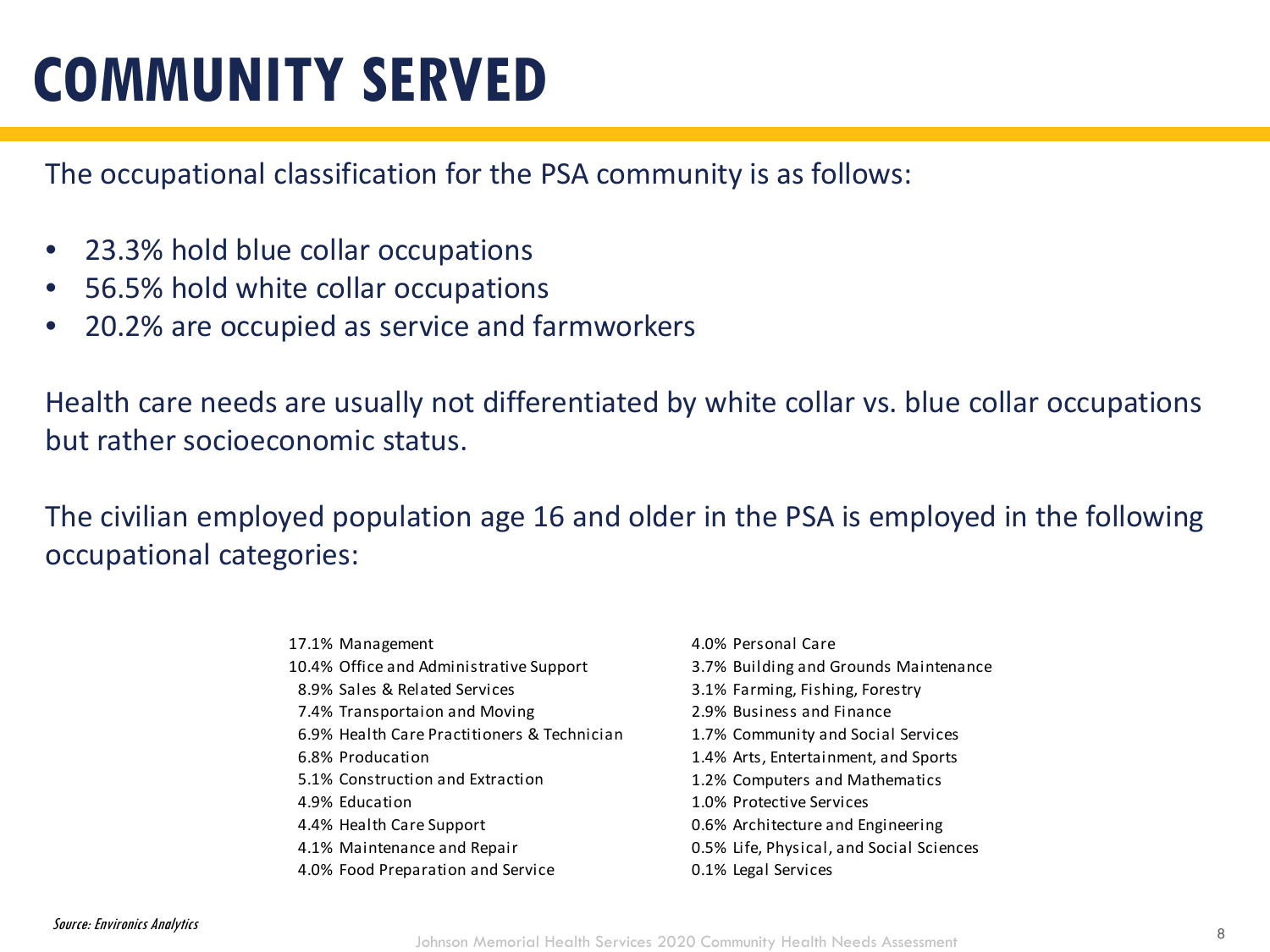# COMMUNITY SERVED

The occupational classification for the PSA community is as follows:

- 23.3% hold blue collar occupations
- 56.5% hold white collar occupations
- 20.2% are occupied as service and farmworkers

Health care needs are usually not differentiated by white collar vs. blue collar occupations but rather socioeconomic status.

The civilian employed population age 16 and older in the PSA is employed in the following occupational categories:

17.1% Management
10.4% Office and Administrative Support
8.9% Sales & Related Services
7.4% Transportaion and Moving
6.9% Health Care Practitioners & Technician
6.8% Producation
5.1% Construction and Extraction
4.9% Education
4.4% Health Care Support
4.1% Maintenance and Repair
4.0% Food Preparation and Service
4.0% Personal Care
3.7% Building and Grounds Maintenance
3.1% Farming, Fishing, Forestry
2.9% Business and Finance
1.7% Community and Social Services
1.4% Arts, Entertainment, and Sports
1.2% Computers and Mathematics
1.0% Protective Services
0.6% Architecture and Engineering
0.5% Life, Physical, and Social Sciences
0.1% Legal Services

*Source: Environics Analytics*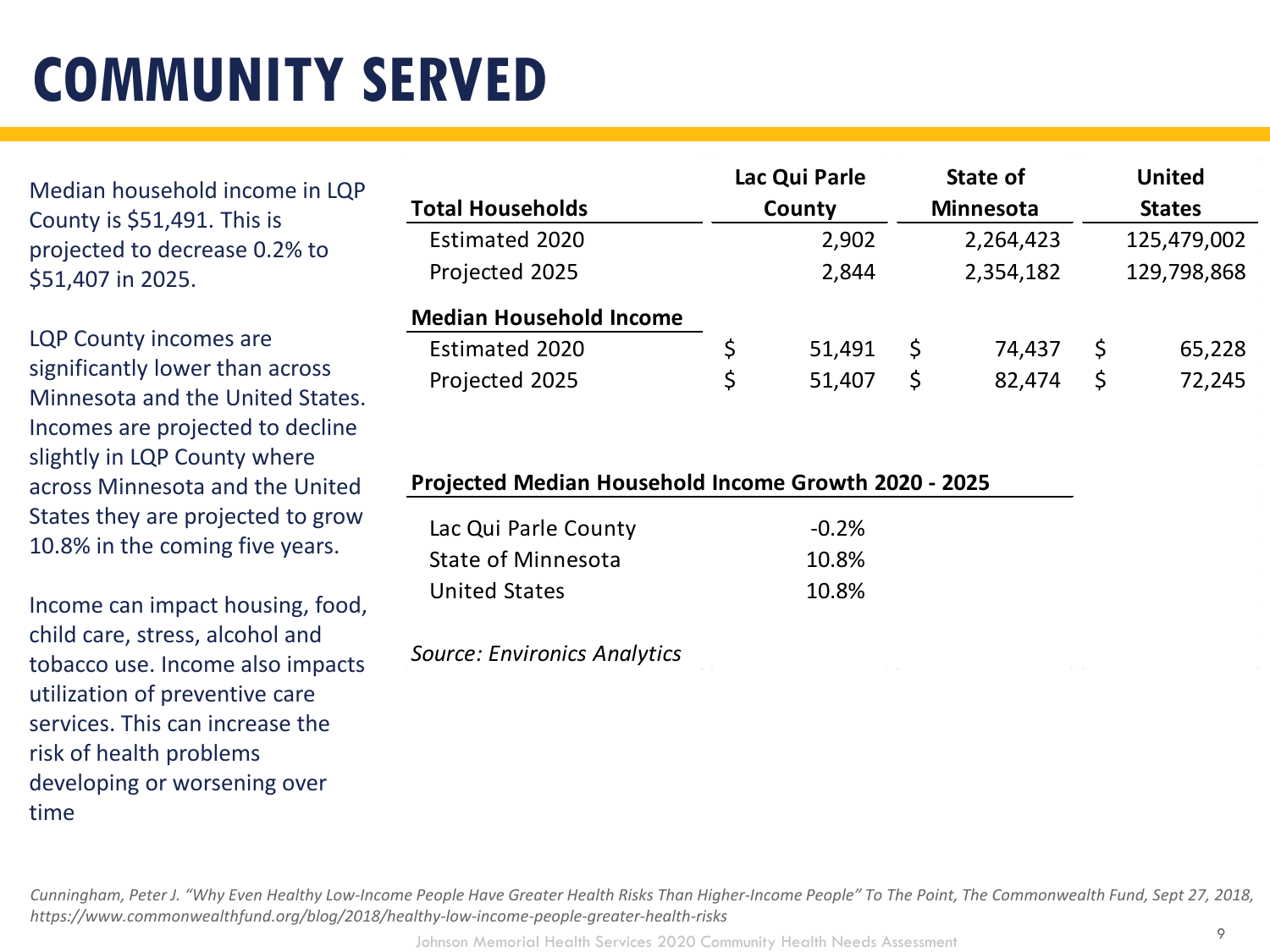# COMMUNITY SERVED

Median household income in LQP County is $51,491. This is projected to decrease 0.2% to $51,407 in 2025.

LQP County incomes are significantly lower than across Minnesota and the United States. Incomes are projected to decline slightly in LQP County where across Minnesota and the United States they are projected to grow 10.8% in the coming five years.

Income can impact housing, food, child care, stress, alcohol and tobacco use. Income also impacts utilization of preventive care services. This can increase the risk of health problems developing or worsening over time

| Total Households | Lac Qui Parle County | State of Minnesota | United States |
|---|---|---|---|
| Estimated 2020 | 2,902 | 2,264,423 | 125,479,002 |
| Projected 2025 | 2,844 | 2,354,182 | 129,798,868 |
| **Median Household Income** | | | |
| Estimated 2020 | $ 51,491 | $ 74,437 | $ 65,228 |
| Projected 2025 | $ 51,407 | $ 82,474 | $ 72,245 |

| Projected Median Household Income Growth 2020 - 2025 | |
|---|---|
| Lac Qui Parle County | -0.2% |
| State of Minnesota | 10.8% |
| United States | 10.8% |

*Source: Environics Analytics*

*Cunningham, Peter J. "Why Even Healthy Low-Income People Have Greater Health Risks Than Higher-Income People" To The Point, The Commonwealth Fund, Sept 27, 2018, https://www.commonwealthfund.org/blog/2018/healthy-low-income-people-greater-health-risks*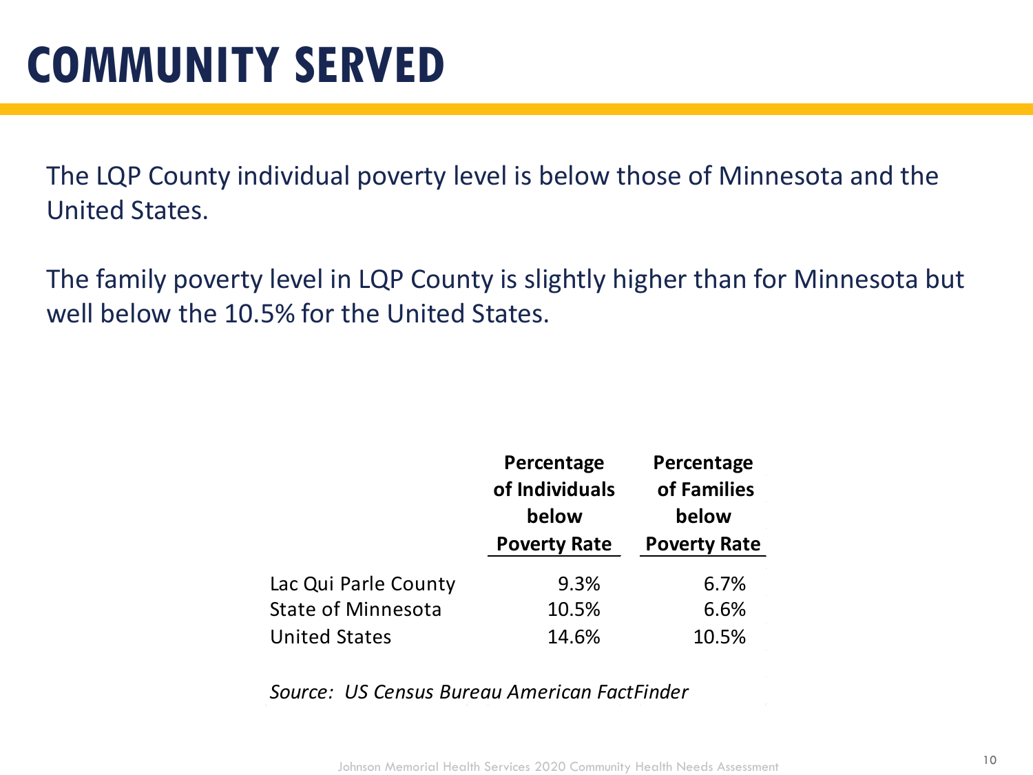# COMMUNITY SERVED

The LQP County individual poverty level is below those of Minnesota and the United States.

The family poverty level in LQP County is slightly higher than for Minnesota but well below the 10.5% for the United States.

| | Percentage of Individuals below Poverty Rate | Percentage of Families below Poverty Rate |
|---|---|---|
| Lac Qui Parle County | 9.3% | 6.7% |
| State of Minnesota | 10.5% | 6.6% |
| United States | 14.6% | 10.5% |

*Source: US Census Bureau American FactFinder*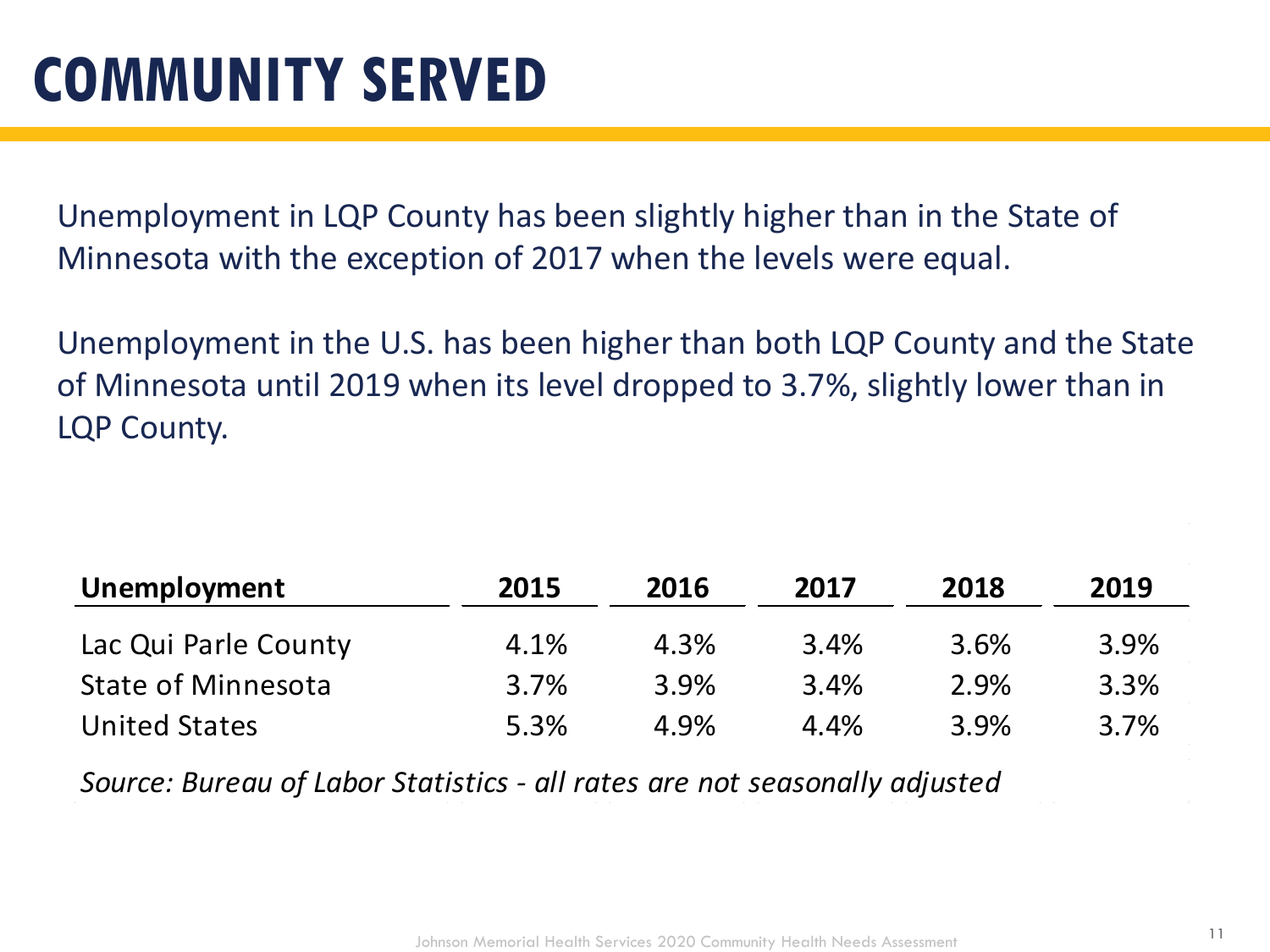# COMMUNITY SERVED

Unemployment in LQP County has been slightly higher than in the State of Minnesota with the exception of 2017 when the levels were equal.

Unemployment in the U.S. has been higher than both LQP County and the State of Minnesota until 2019 when its level dropped to 3.7%, slightly lower than in LQP County.

| Unemployment | 2015 | 2016 | 2017 | 2018 | 2019 |
|---|---|---|---|---|---|
| Lac Qui Parle County | 4.1% | 4.3% | 3.4% | 3.6% | 3.9% |
| State of Minnesota | 3.7% | 3.9% | 3.4% | 2.9% | 3.3% |
| United States | 5.3% | 4.9% | 4.4% | 3.9% | 3.7% |

*Source: Bureau of Labor Statistics - all rates are not seasonally adjusted*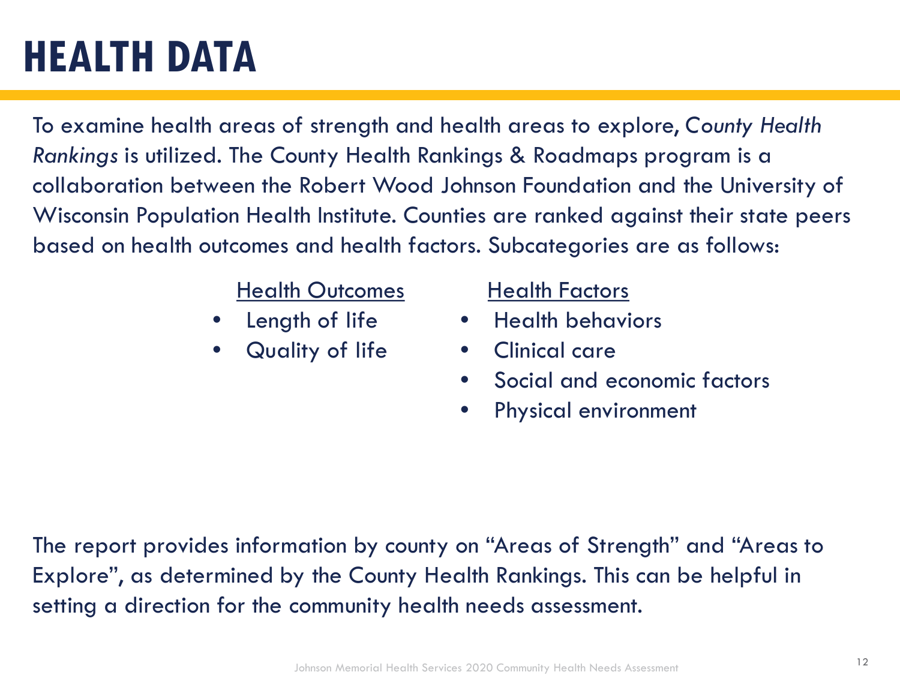# HEALTH DATA

To examine health areas of strength and health areas to explore, *County Health Rankings* is utilized. The County Health Rankings & Roadmaps program is a collaboration between the Robert Wood Johnson Foundation and the University of Wisconsin Population Health Institute. Counties are ranked against their state peers based on health outcomes and health factors. Subcategories are as follows:

<u>Health Outcomes</u>

- Length of life
- Quality of life

<u>Health Factors</u>

- Health behaviors
- Clinical care
- Social and economic factors
- Physical environment

The report provides information by county on "Areas of Strength" and "Areas to Explore", as determined by the County Health Rankings. This can be helpful in setting a direction for the community health needs assessment.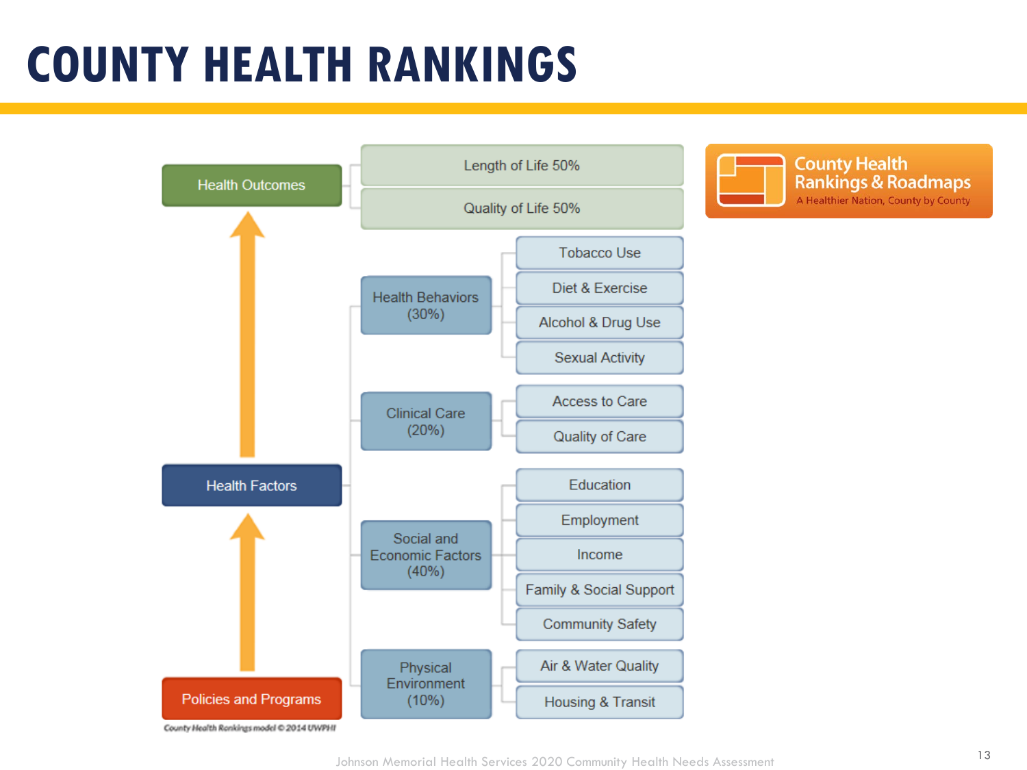# COUNTY HEALTH RANKINGS

- **Health Outcomes**
  - Length of Life 50%
  - Quality of Life 50%
- **Health Factors**
  - Health Behaviors (30%)
    - Tobacco Use
    - Diet & Exercise
    - Alcohol & Drug Use
    - Sexual Activity
  - Clinical Care (20%)
    - Access to Care
    - Quality of Care
  - Social and Economic Factors (40%)
    - Education
    - Employment
    - Income
    - Family & Social Support
    - Community Safety
  - Physical Environment (10%)
    - Air & Water Quality
    - Housing & Transit
- **Policies and Programs**

County Health Rankings model © 2014 UWPHI

County Health Rankings & Roadmaps
A Healthier Nation, County by County

Johnson Memorial Health Services 2020 Community Health Needs Assessment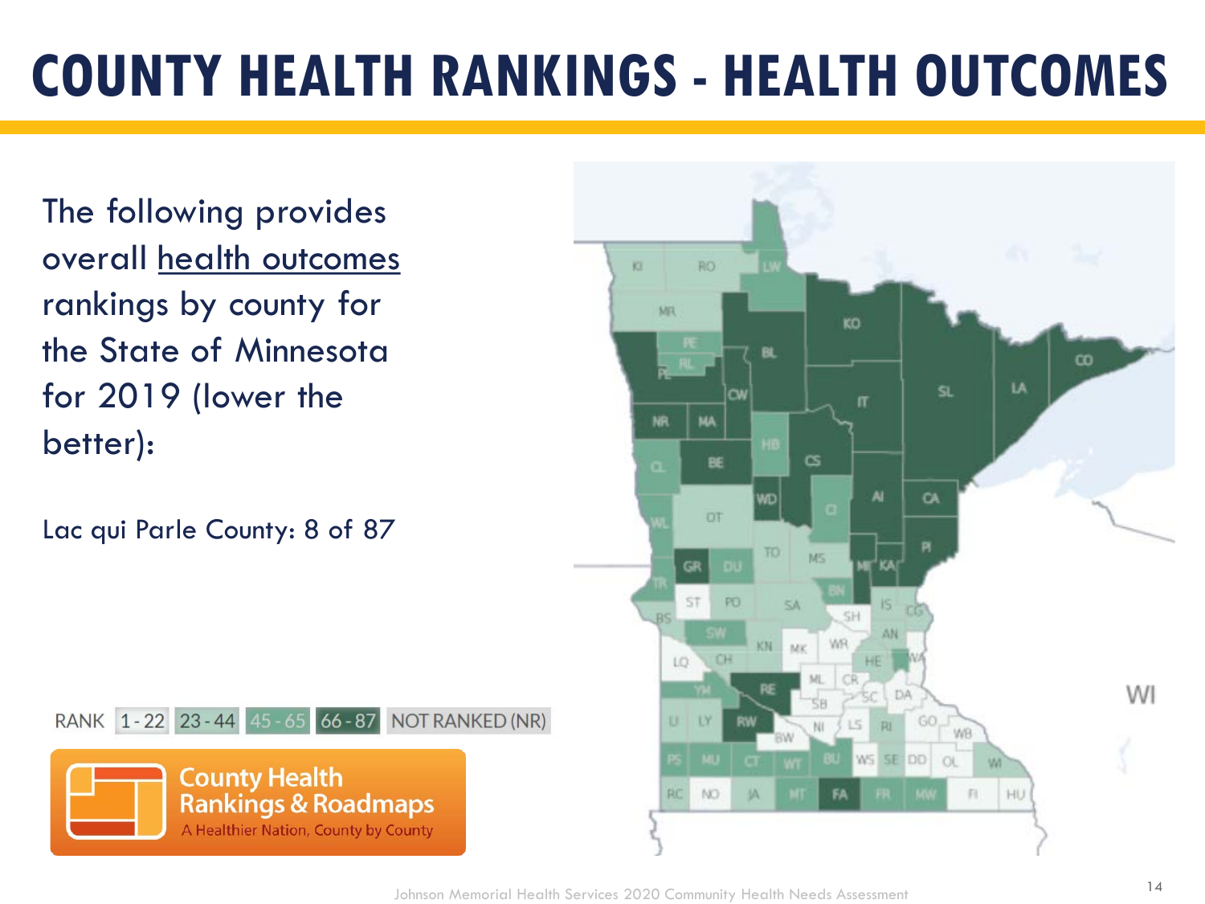# COUNTY HEALTH RANKINGS - HEALTH OUTCOMES

The following provides overall health outcomes rankings by county for the State of Minnesota for 2019 (lower the better):

Lac qui Parle County: 8 of 87

RANK 1 - 22 | 23 - 44 | 45 - 65 | 66 - 87 | NOT RANKED (NR)

County Health Rankings & Roadmaps
A Healthier Nation, County by County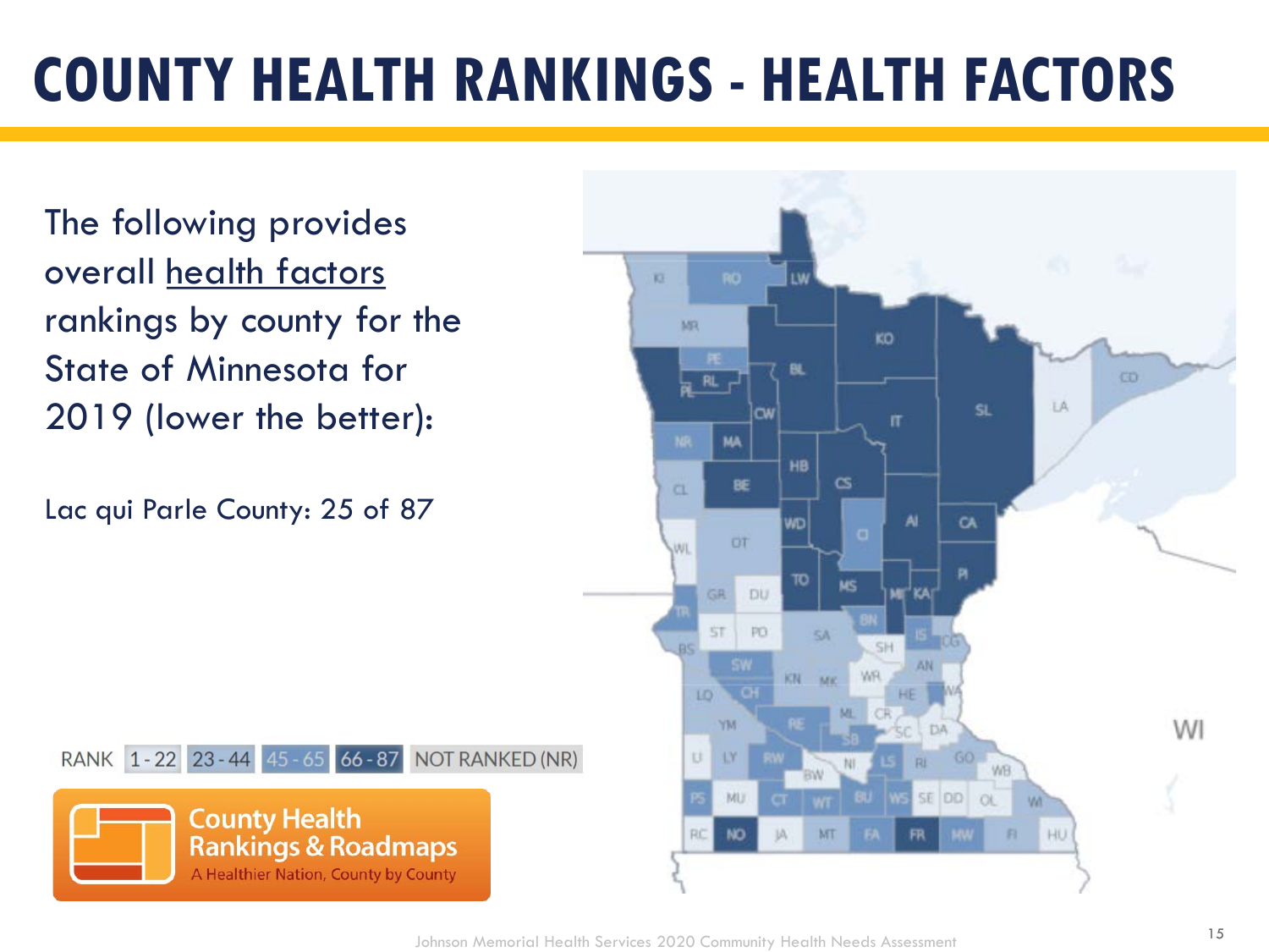# COUNTY HEALTH RANKINGS - HEALTH FACTORS

The following provides overall health factors rankings by county for the State of Minnesota for 2019 (lower the better):

Lac qui Parle County: 25 of 87

RANK 1-22 | 23-44 | 45-65 | 66-87 | NOT RANKED (NR)

County Health Rankings & Roadmaps
A Healthier Nation, County by County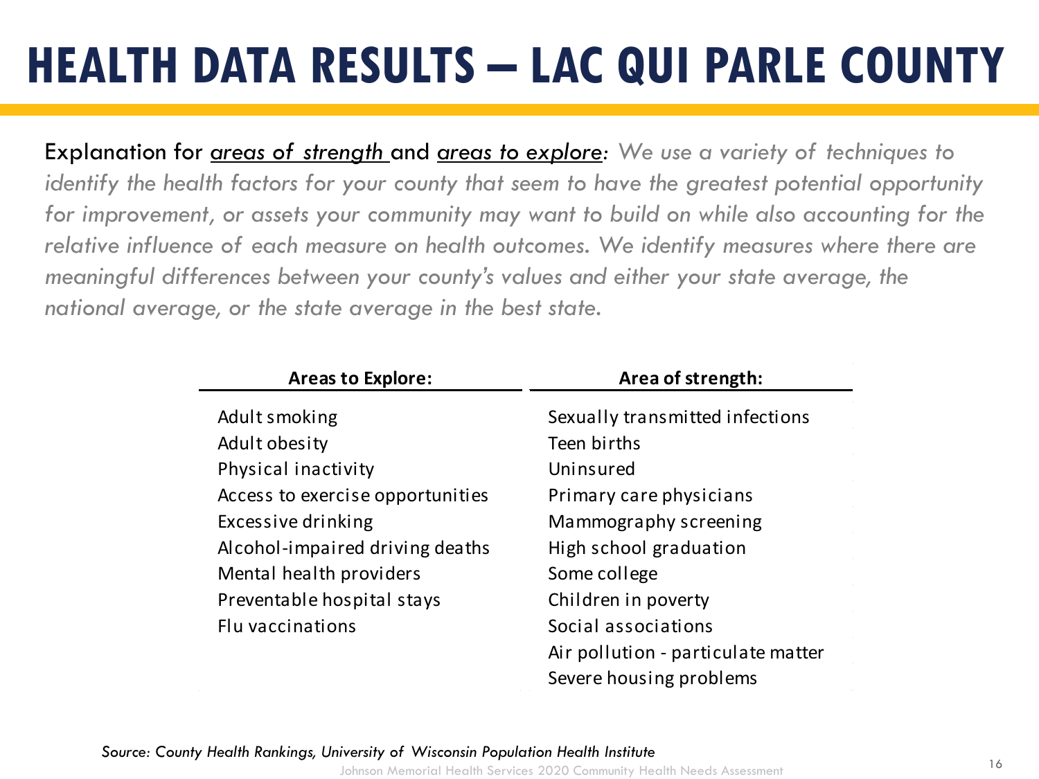# HEALTH DATA RESULTS – LAC QUI PARLE COUNTY

Explanation for <u>*areas of strength*</u> and <u>*areas to explore*</u>*: We use a variety of techniques to identify the health factors for your county that seem to have the greatest potential opportunity for improvement, or assets your community may want to build on while also accounting for the relative influence of each measure on health outcomes. We identify measures where there are meaningful differences between your county's values and either your state average, the national average, or the state average in the best state.*

| Areas to Explore: | Area of strength: |
|---|---|
| Adult smoking | Sexually transmitted infections |
| Adult obesity | Teen births |
| Physical inactivity | Uninsured |
| Access to exercise opportunities | Primary care physicians |
| Excessive drinking | Mammography screening |
| Alcohol-impaired driving deaths | High school graduation |
| Mental health providers | Some college |
| Preventable hospital stays | Children in poverty |
| Flu vaccinations | Social associations |
| | Air pollution - particulate matter |
| | Severe housing problems |

*Source: County Health Rankings, University of Wisconsin Population Health Institute*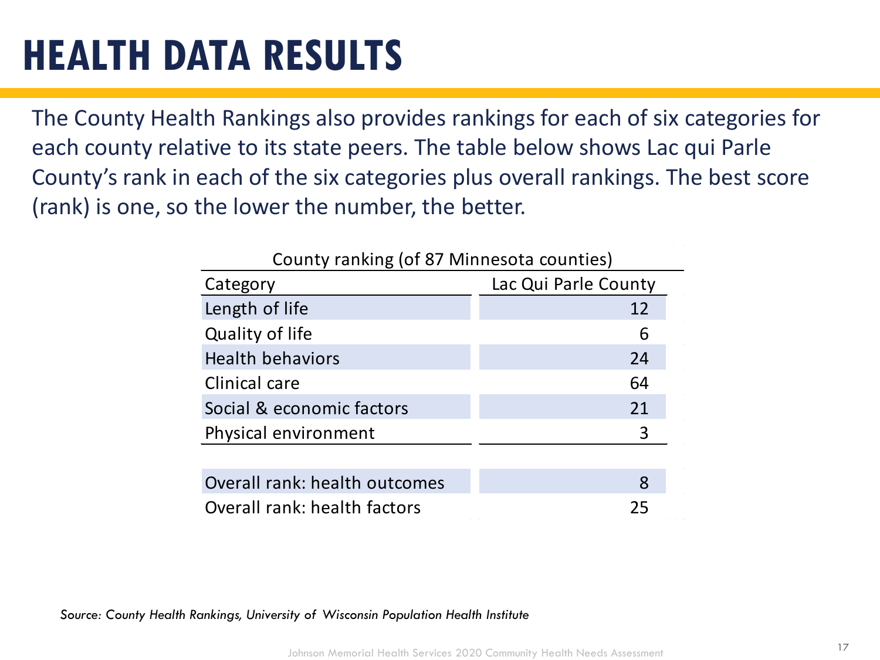# HEALTH DATA RESULTS

The County Health Rankings also provides rankings for each of six categories for each county relative to its state peers. The table below shows Lac qui Parle County's rank in each of the six categories plus overall rankings. The best score (rank) is one, so the lower the number, the better.

County ranking (of 87 Minnesota counties)

| Category | Lac Qui Parle County |
|---|---|
| Length of life | 12 |
| Quality of life | 6 |
| Health behaviors | 24 |
| Clinical care | 64 |
| Social & economic factors | 21 |
| Physical environment | 3 |
| | |
| Overall rank: health outcomes | 8 |
| Overall rank: health factors | 25 |

*Source: County Health Rankings, University of Wisconsin Population Health Institute*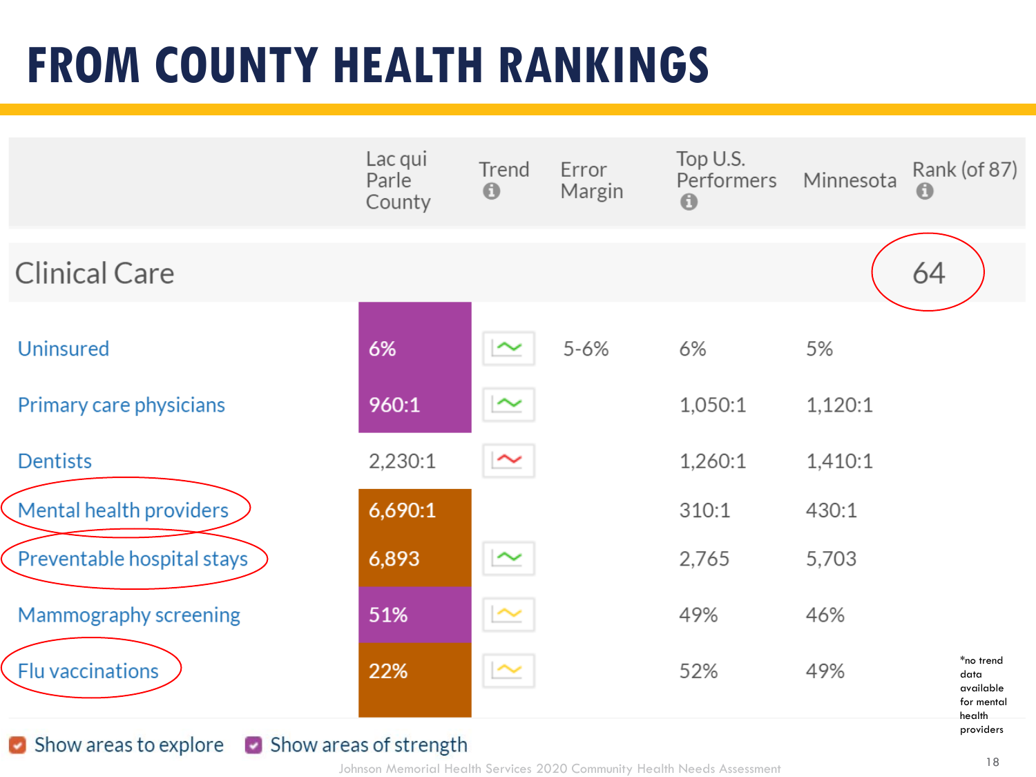# FROM COUNTY HEALTH RANKINGS

| | Lac qui Parle County | Trend | Error Margin | Top U.S. Performers | Minnesota | Rank (of 87) |
|---|---|---|---|---|---|---|
| **Clinical Care** | | | | | | 64 |
| Uninsured | 6% | | 5-6% | 6% | 5% | |
| Primary care physicians | 960:1 | | | 1,050:1 | 1,120:1 | |
| Dentists | 2,230:1 | | | 1,260:1 | 1,410:1 | |
| Mental health providers | 6,690:1 | | | 310:1 | 430:1 | |
| Preventable hospital stays | 6,893 | | | 2,765 | 5,703 | |
| Mammography screening | 51% | | | 49% | 46% | |
| Flu vaccinations | 22% | | | 52% | 49% | |

Show areas to explore    Show areas of strength

*no trend data available for mental health providers

Johnson Memorial Health Services 2020 Community Health Needs Assessment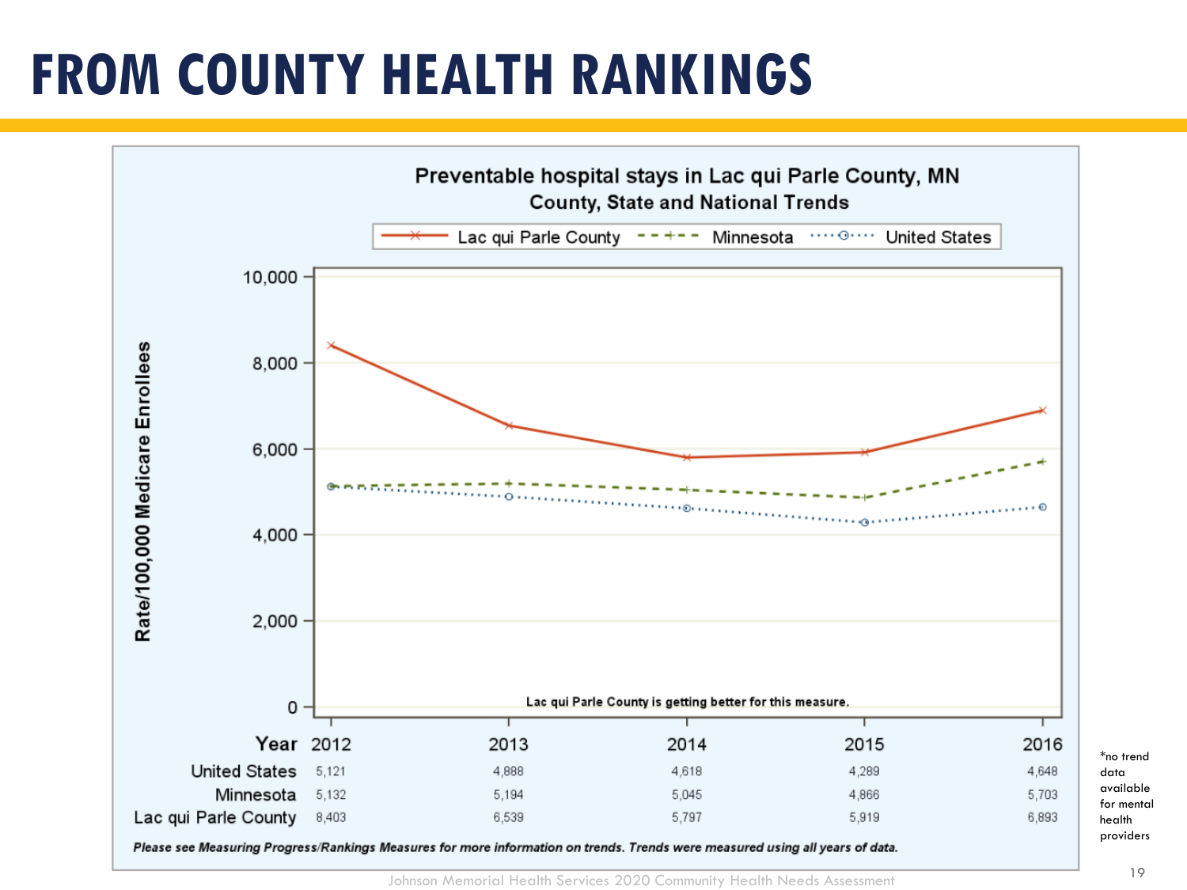# FROM COUNTY HEALTH RANKINGS

**Preventable hospital stays in Lac qui Parle County, MN**
**County, State and National Trends**

Lac qui Parle County is getting better for this measure.

| Year | 2012 | 2013 | 2014 | 2015 | 2016 |
|---|---|---|---|---|---|
| United States | 5,121 | 4,888 | 4,618 | 4,289 | 4,648 |
| Minnesota | 5,132 | 5,194 | 5,045 | 4,866 | 5,703 |
| Lac qui Parle County | 8,403 | 6,539 | 5,797 | 5,919 | 6,893 |

*Please see Measuring Progress/Rankings Measures for more information on trends. Trends were measured using all years of data.*

*no trend data available for mental health providers

Johnson Memorial Health Services 2020 Community Health Needs Assessment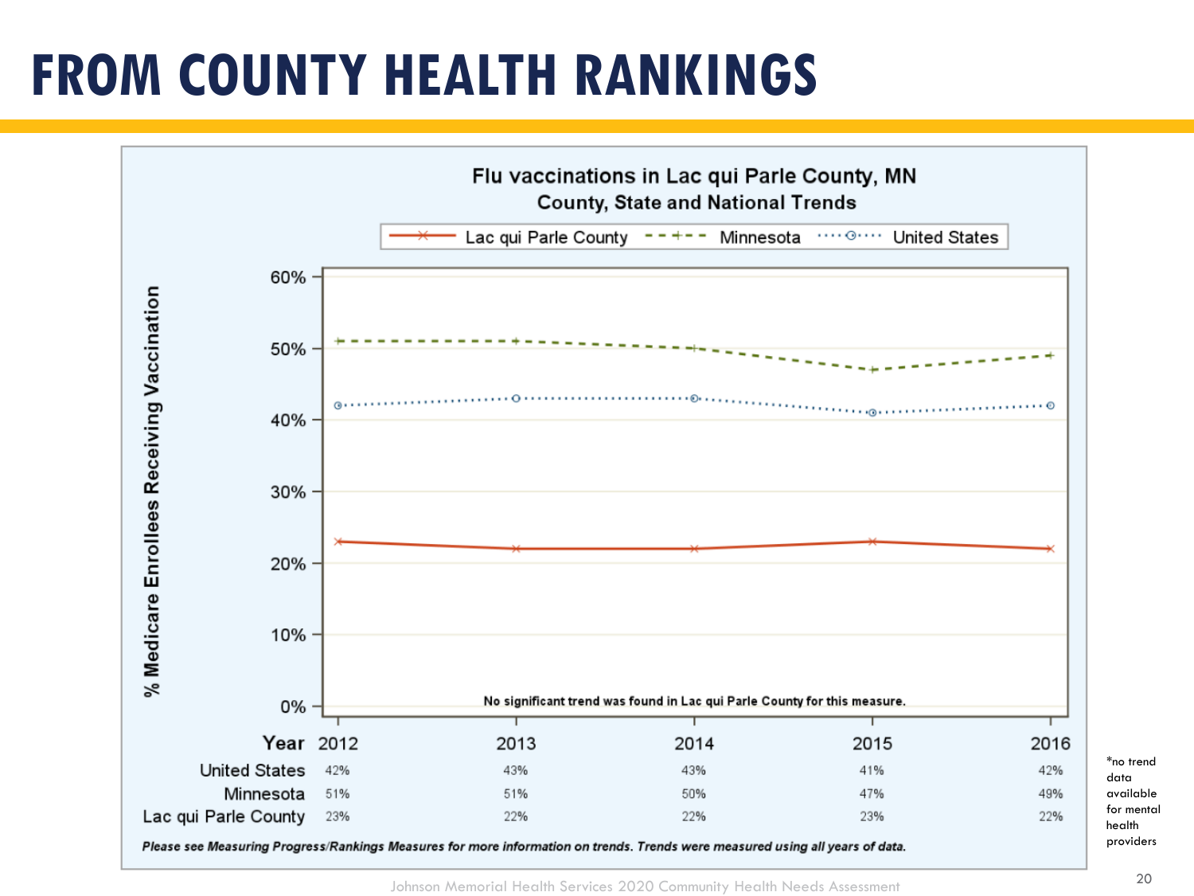# FROM COUNTY HEALTH RANKINGS

**Flu vaccinations in Lac qui Parle County, MN**
**County, State and National Trends**

Legend: Lac qui Parle County, Minnesota, United States

% Medicare Enrollees Receiving Vaccination

No significant trend was found in Lac qui Parle County for this measure.

| Year | 2012 | 2013 | 2014 | 2015 | 2016 |
|---|---|---|---|---|---|
| United States | 42% | 43% | 43% | 41% | 42% |
| Minnesota | 51% | 51% | 50% | 47% | 49% |
| Lac qui Parle County | 23% | 22% | 22% | 23% | 22% |

*Please see Measuring Progress/Rankings Measures for more information on trends. Trends were measured using all years of data.*

*no trend data available for mental health providers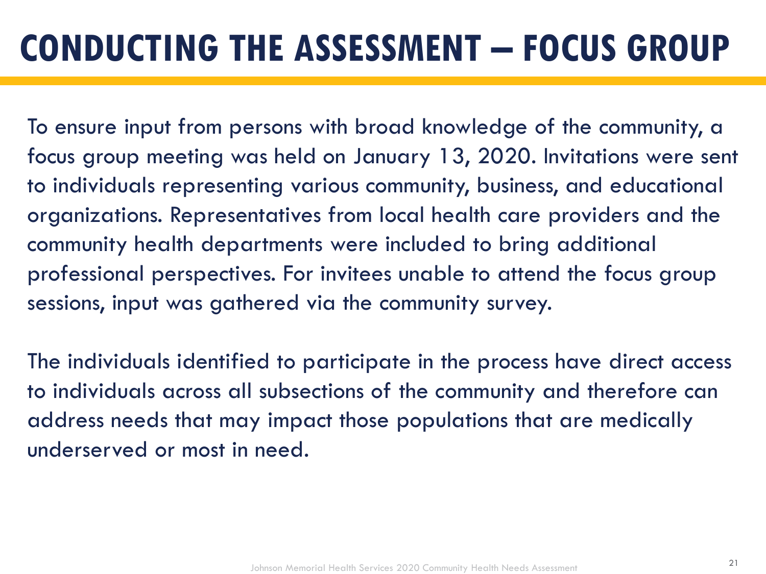# CONDUCTING THE ASSESSMENT – FOCUS GROUP

To ensure input from persons with broad knowledge of the community, a focus group meeting was held on January 13, 2020. Invitations were sent to individuals representing various community, business, and educational organizations. Representatives from local health care providers and the community health departments were included to bring additional professional perspectives. For invitees unable to attend the focus group sessions, input was gathered via the community survey.

The individuals identified to participate in the process have direct access to individuals across all subsections of the community and therefore can address needs that may impact those populations that are medically underserved or most in need.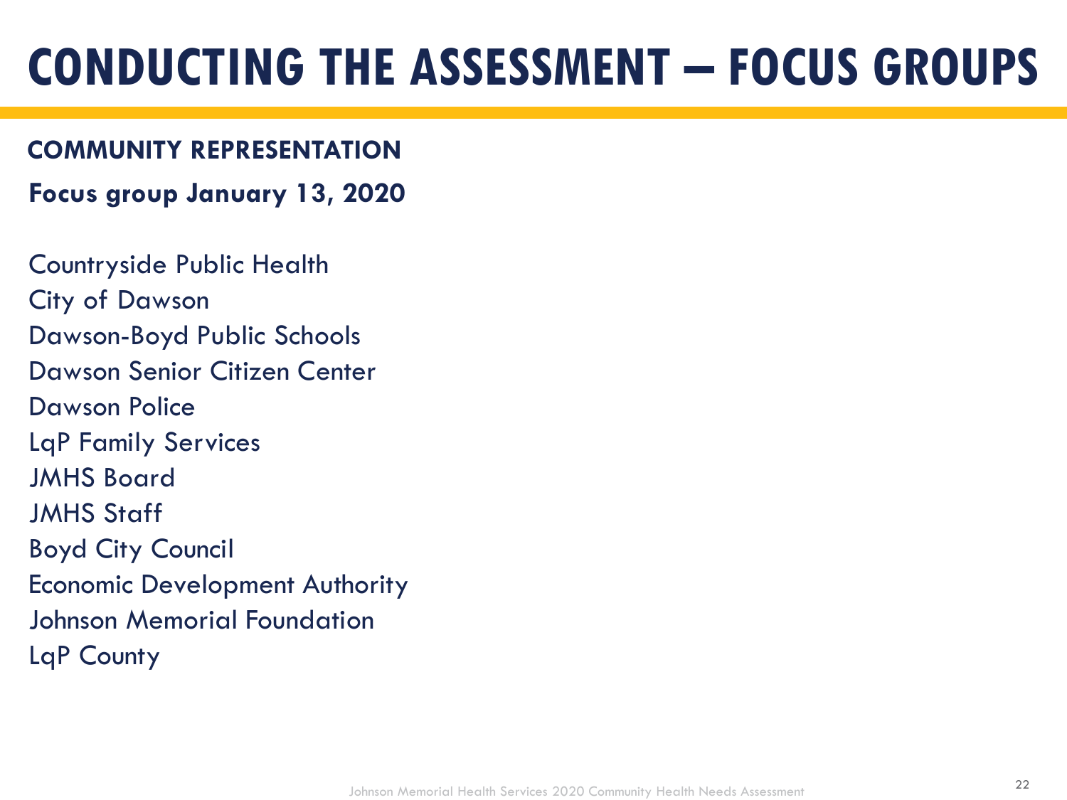# CONDUCTING THE ASSESSMENT – FOCUS GROUPS

## COMMUNITY REPRESENTATION

**Focus group January 13, 2020**

Countryside Public Health
City of Dawson
Dawson-Boyd Public Schools
Dawson Senior Citizen Center
Dawson Police
LqP Family Services
JMHS Board
JMHS Staff
Boyd City Council
Economic Development Authority
Johnson Memorial Foundation
LqP County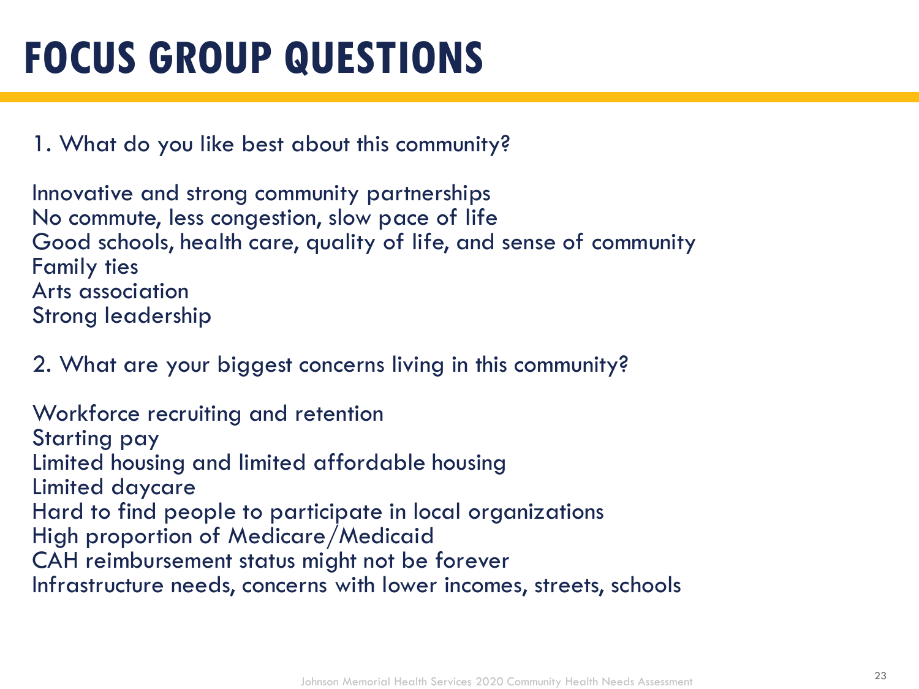# FOCUS GROUP QUESTIONS

1. What do you like best about this community?

Innovative and strong community partnerships
No commute, less congestion, slow pace of life
Good schools, health care, quality of life, and sense of community
Family ties
Arts association
Strong leadership

2. What are your biggest concerns living in this community?

Workforce recruiting and retention
Starting pay
Limited housing and limited affordable housing
Limited daycare
Hard to find people to participate in local organizations
High proportion of Medicare/Medicaid
CAH reimbursement status might not be forever
Infrastructure needs, concerns with lower incomes, streets, schools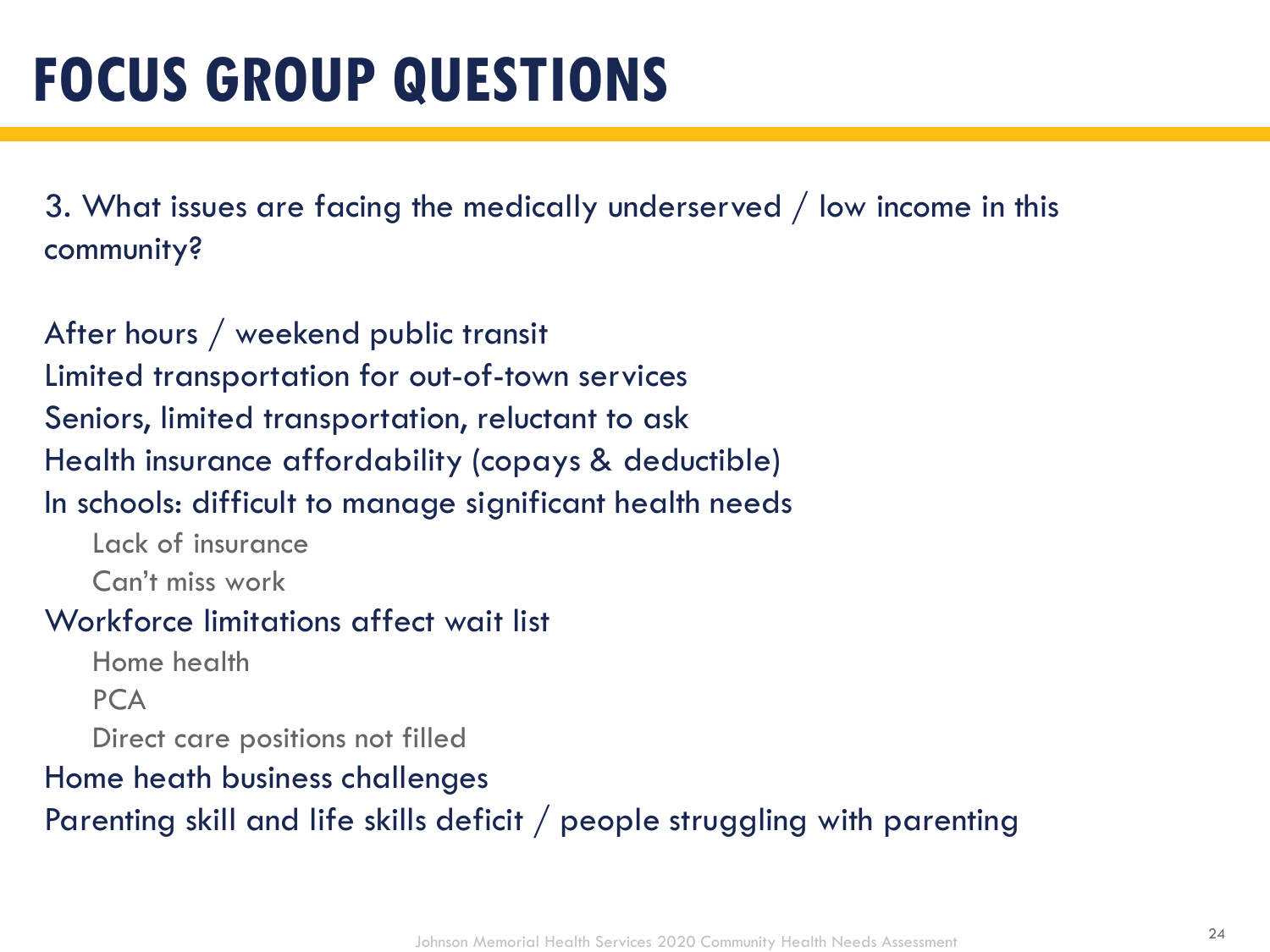# FOCUS GROUP QUESTIONS

3. What issues are facing the medically underserved / low income in this community?

- After hours / weekend public transit
- Limited transportation for out-of-town services
- Seniors, limited transportation, reluctant to ask
- Health insurance affordability (copays & deductible)
- In schools: difficult to manage significant health needs
  - Lack of insurance
  - Can't miss work
- Workforce limitations affect wait list
  - Home health
  - PCA
  - Direct care positions not filled
- Home heath business challenges
- Parenting skill and life skills deficit / people struggling with parenting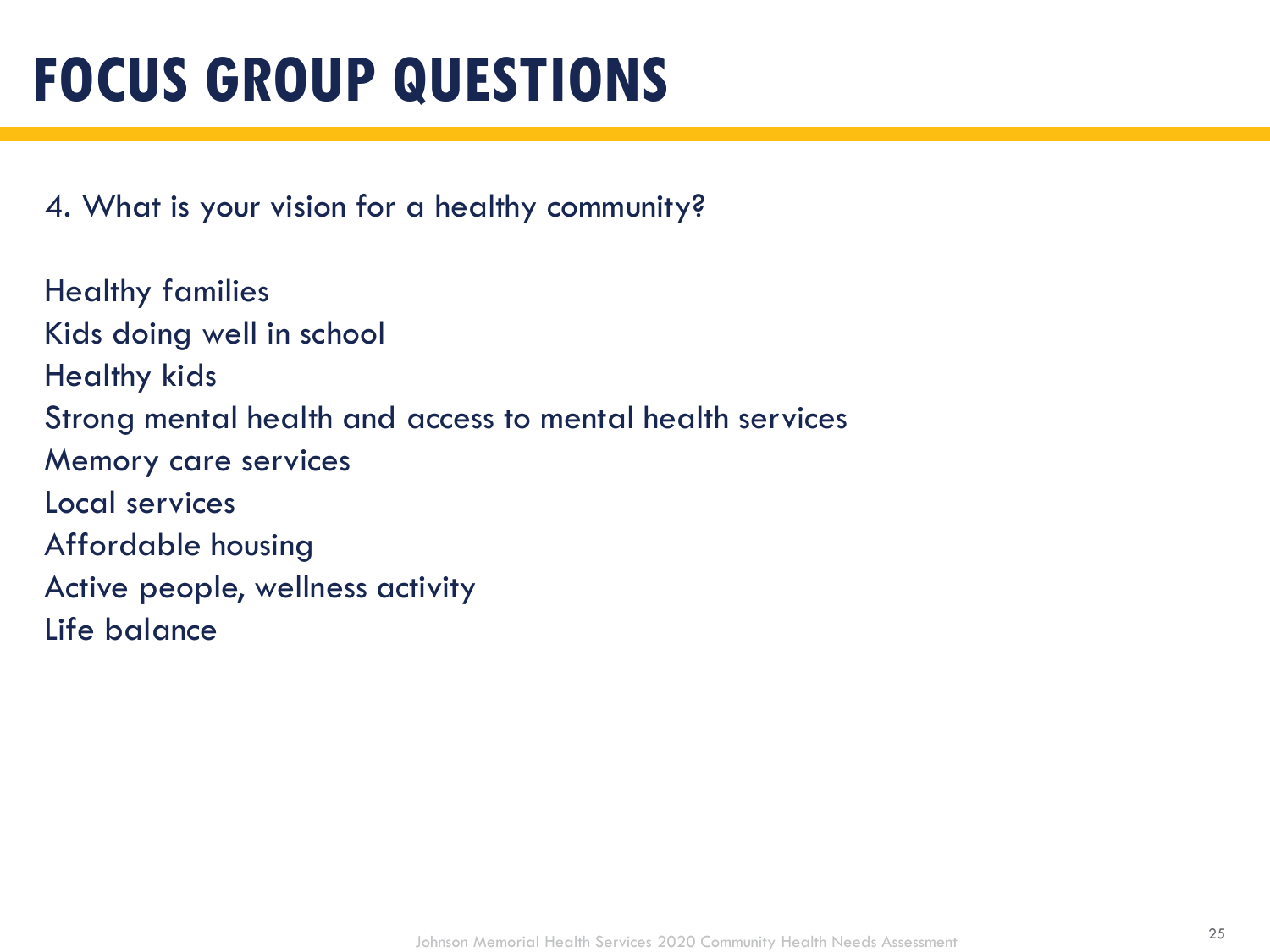# FOCUS GROUP QUESTIONS

4. What is your vision for a healthy community?

Healthy families
Kids doing well in school
Healthy kids
Strong mental health and access to mental health services
Memory care services
Local services
Affordable housing
Active people, wellness activity
Life balance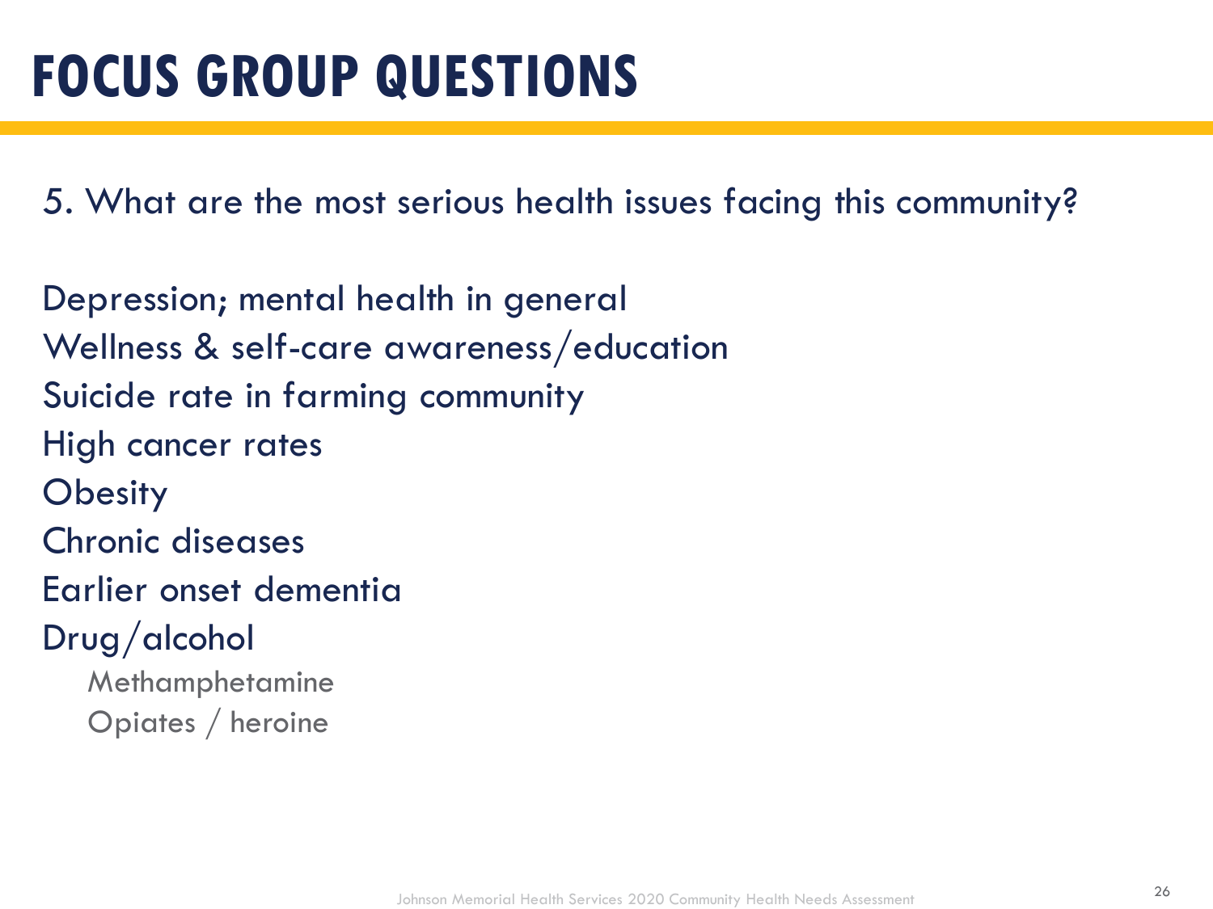# FOCUS GROUP QUESTIONS

5. What are the most serious health issues facing this community?

Depression; mental health in general

Wellness & self-care awareness/education

Suicide rate in farming community

High cancer rates

Obesity

Chronic diseases

Earlier onset dementia

Drug/alcohol

- Methamphetamine
- Opiates / heroine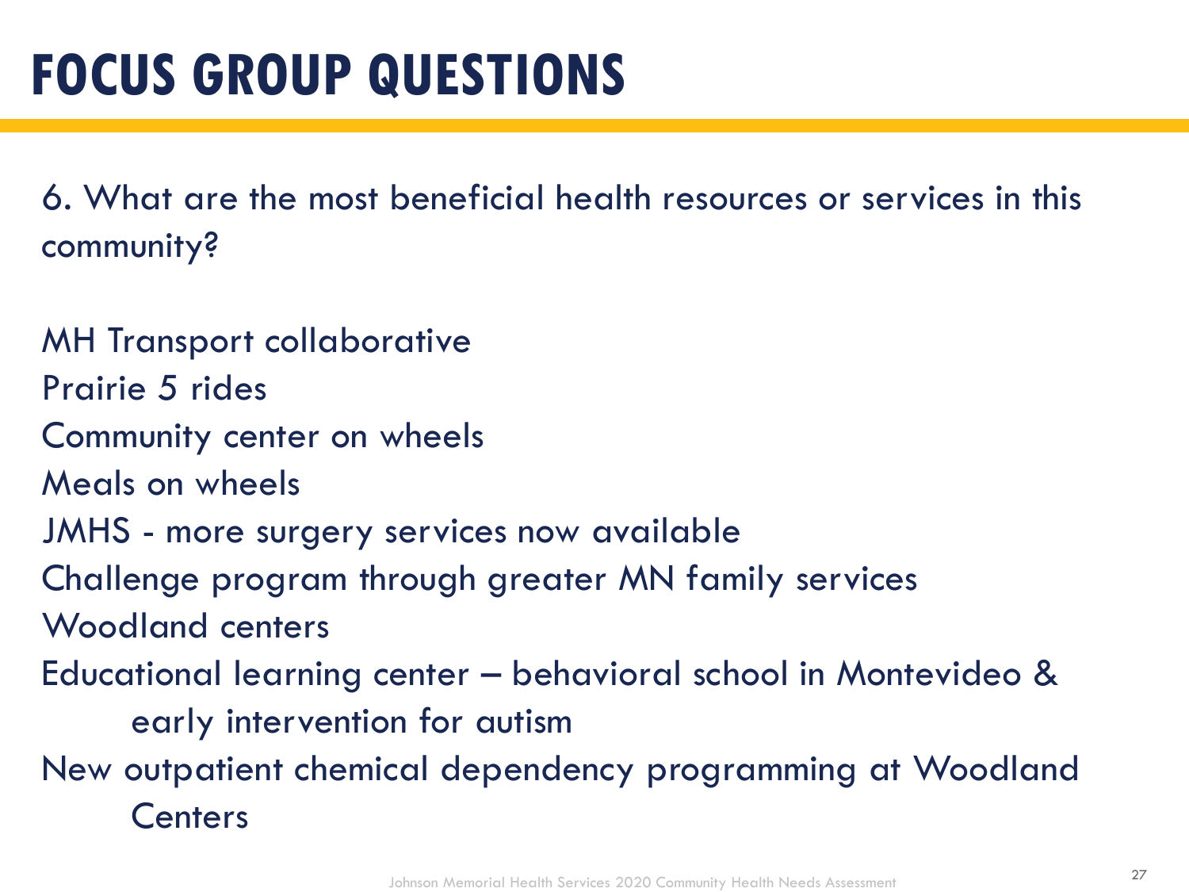# FOCUS GROUP QUESTIONS

6. What are the most beneficial health resources or services in this community?

MH Transport collaborative
Prairie 5 rides
Community center on wheels
Meals on wheels
JMHS - more surgery services now available
Challenge program through greater MN family services
Woodland centers
Educational learning center – behavioral school in Montevideo & early intervention for autism
New outpatient chemical dependency programming at Woodland Centers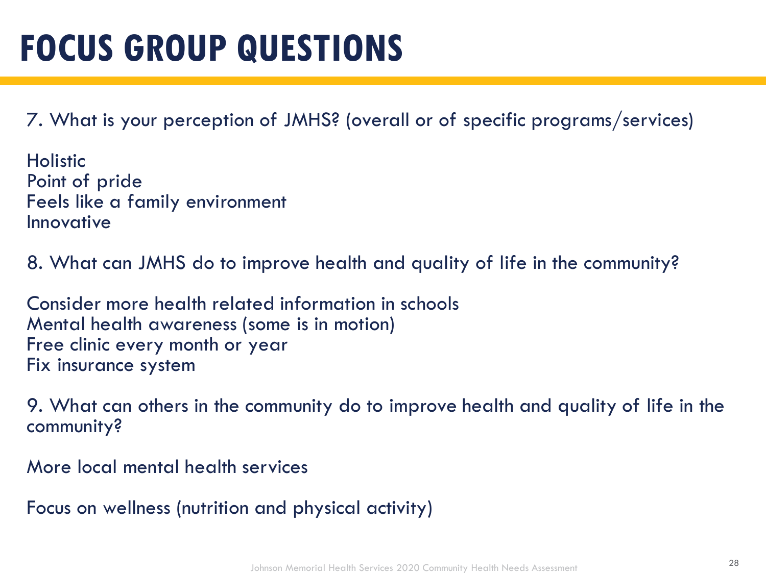# FOCUS GROUP QUESTIONS

7. What is your perception of JMHS? (overall or of specific programs/services)

Holistic
Point of pride
Feels like a family environment
Innovative

8. What can JMHS do to improve health and quality of life in the community?

Consider more health related information in schools
Mental health awareness (some is in motion)
Free clinic every month or year
Fix insurance system

9. What can others in the community do to improve health and quality of life in the community?

More local mental health services

Focus on wellness (nutrition and physical activity)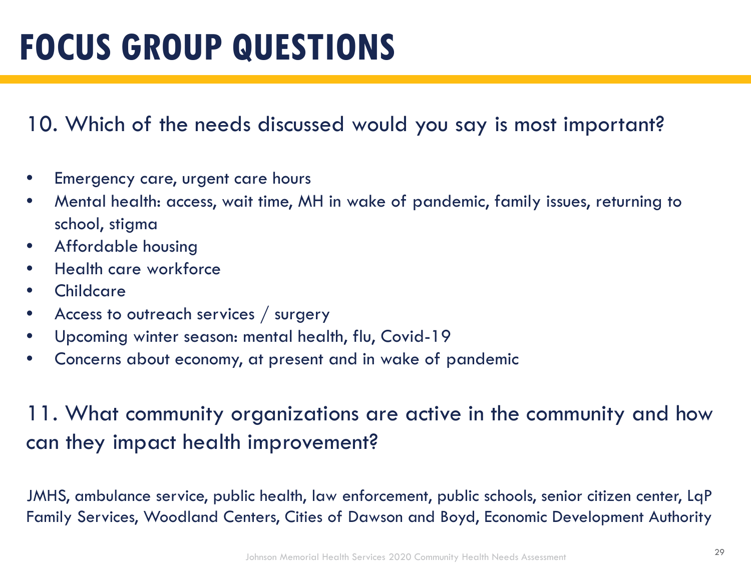# FOCUS GROUP QUESTIONS

## 10. Which of the needs discussed would you say is most important?

- Emergency care, urgent care hours
- Mental health: access, wait time, MH in wake of pandemic, family issues, returning to school, stigma
- Affordable housing
- Health care workforce
- Childcare
- Access to outreach services / surgery
- Upcoming winter season: mental health, flu, Covid-19
- Concerns about economy, at present and in wake of pandemic

## 11. What community organizations are active in the community and how can they impact health improvement?

JMHS, ambulance service, public health, law enforcement, public schools, senior citizen center, LqP Family Services, Woodland Centers, Cities of Dawson and Boyd, Economic Development Authority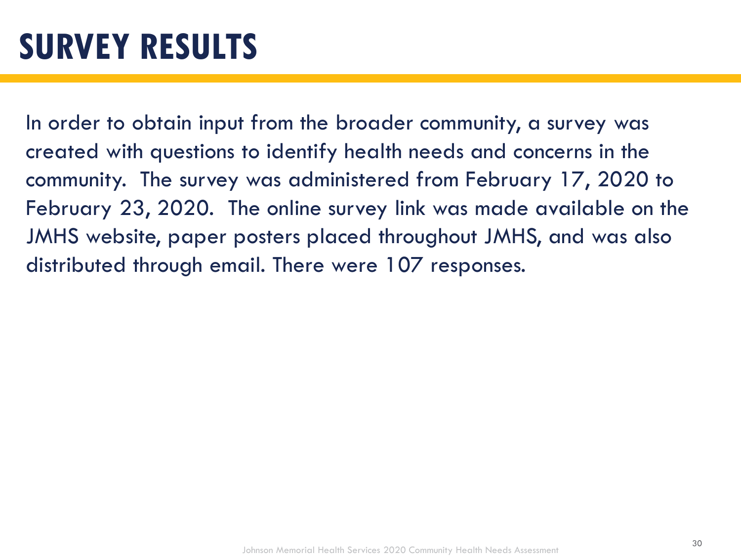# SURVEY RESULTS

In order to obtain input from the broader community, a survey was created with questions to identify health needs and concerns in the community. The survey was administered from February 17, 2020 to February 23, 2020. The online survey link was made available on the JMHS website, paper posters placed throughout JMHS, and was also distributed through email. There were 107 responses.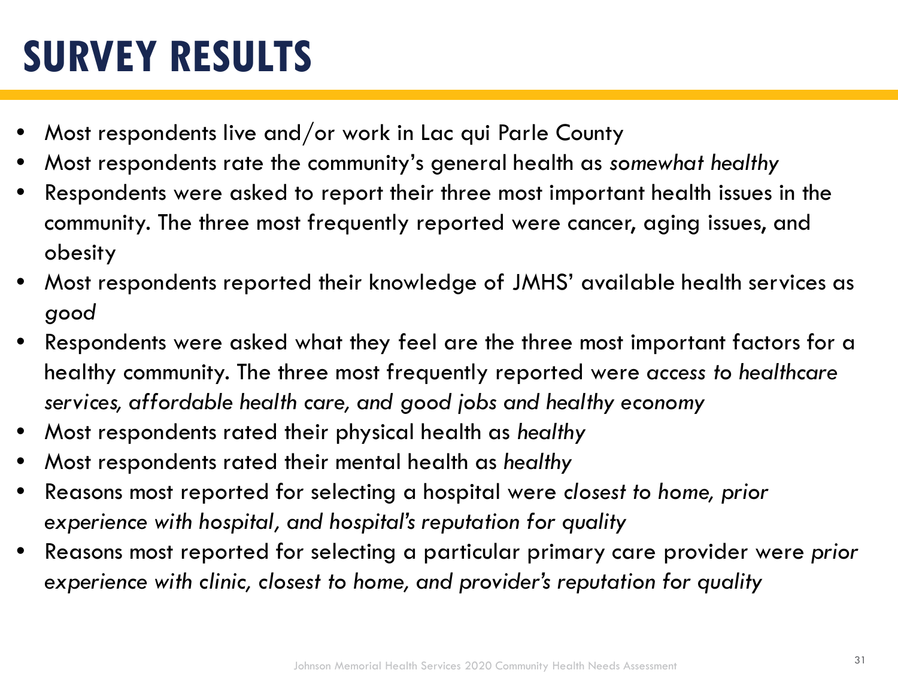# SURVEY RESULTS

- Most respondents live and/or work in Lac qui Parle County
- Most respondents rate the community's general health as *somewhat healthy*
- Respondents were asked to report their three most important health issues in the community. The three most frequently reported were cancer, aging issues, and obesity
- Most respondents reported their knowledge of JMHS' available health services as *good*
- Respondents were asked what they feel are the three most important factors for a healthy community. The three most frequently reported were *access to healthcare services, affordable health care, and good jobs and healthy economy*
- Most respondents rated their physical health as *healthy*
- Most respondents rated their mental health as *healthy*
- Reasons most reported for selecting a hospital were *closest to home, prior experience with hospital, and hospital's reputation for quality*
- Reasons most reported for selecting a particular primary care provider were *prior experience with clinic, closest to home, and provider's reputation for quality*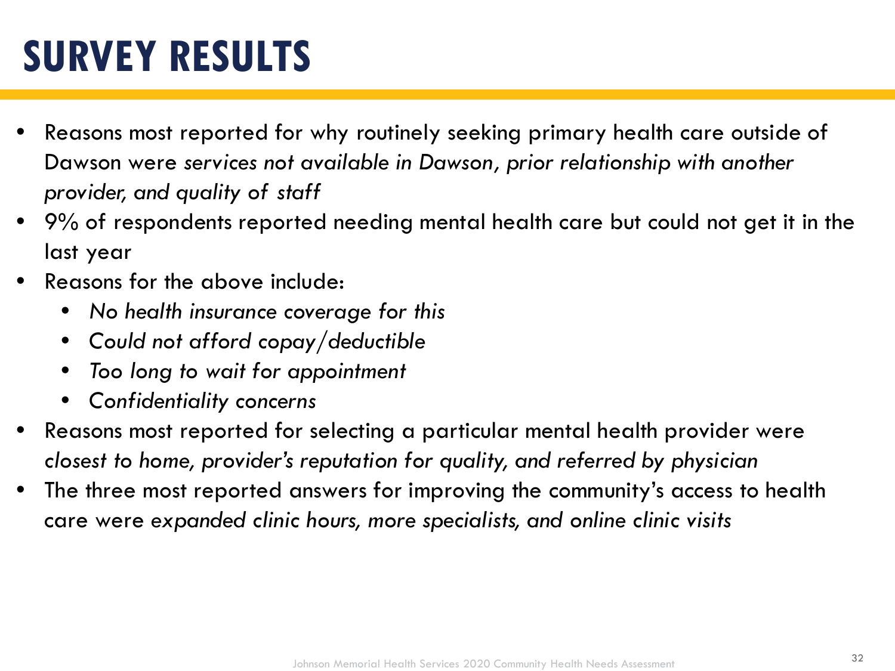# SURVEY RESULTS

- Reasons most reported for why routinely seeking primary health care outside of Dawson were *services not available in Dawson, prior relationship with another provider, and quality of staff*
- 9% of respondents reported needing mental health care but could not get it in the last year
- Reasons for the above include:
  - *No health insurance coverage for this*
  - *Could not afford copay/deductible*
  - *Too long to wait for appointment*
  - *Confidentiality concerns*
- Reasons most reported for selecting a particular mental health provider were *closest to home, provider's reputation for quality, and referred by physician*
- The three most reported answers for improving the community's access to health care were *expanded clinic hours, more specialists, and online clinic visits*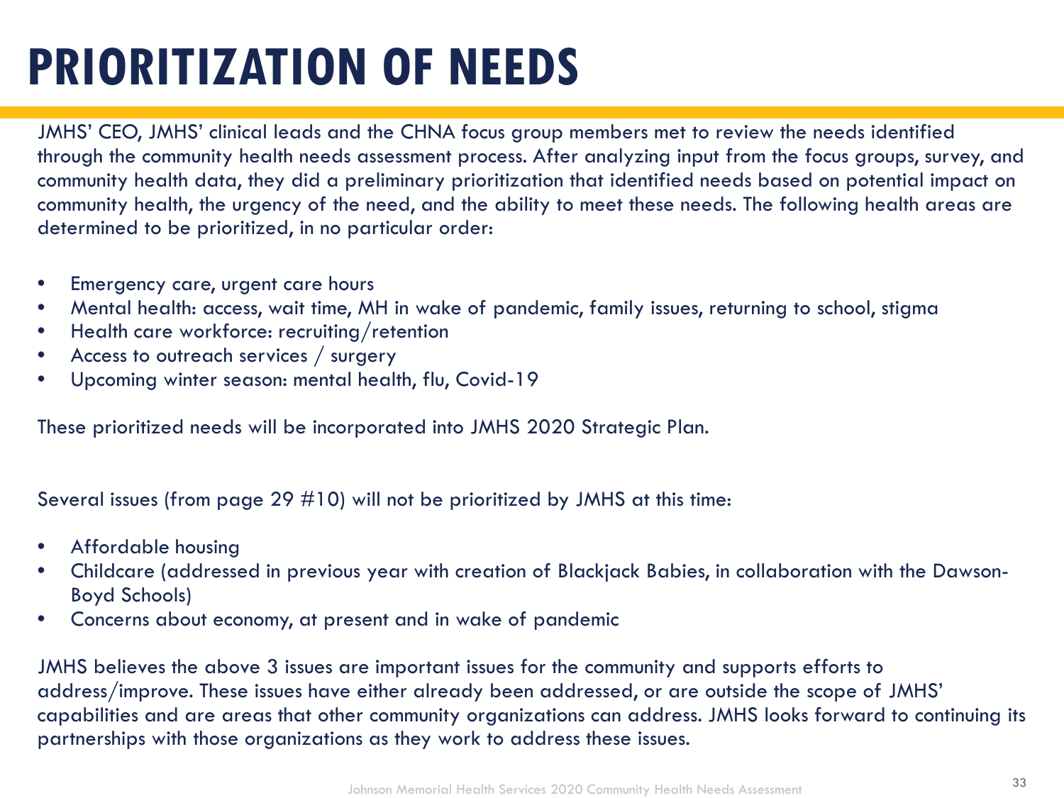# PRIORITIZATION OF NEEDS

JMHS' CEO, JMHS' clinical leads and the CHNA focus group members met to review the needs identified through the community health needs assessment process. After analyzing input from the focus groups, survey, and community health data, they did a preliminary prioritization that identified needs based on potential impact on community health, the urgency of the need, and the ability to meet these needs. The following health areas are determined to be prioritized, in no particular order:

- Emergency care, urgent care hours
- Mental health: access, wait time, MH in wake of pandemic, family issues, returning to school, stigma
- Health care workforce: recruiting/retention
- Access to outreach services / surgery
- Upcoming winter season: mental health, flu, Covid-19

These prioritized needs will be incorporated into JMHS 2020 Strategic Plan.

Several issues (from page 29 #10) will not be prioritized by JMHS at this time:

- Affordable housing
- Childcare (addressed in previous year with creation of Blackjack Babies, in collaboration with the Dawson-Boyd Schools)
- Concerns about economy, at present and in wake of pandemic

JMHS believes the above 3 issues are important issues for the community and supports efforts to address/improve. These issues have either already been addressed, or are outside the scope of JMHS' capabilities and are areas that other community organizations can address. JMHS looks forward to continuing its partnerships with those organizations as they work to address these issues.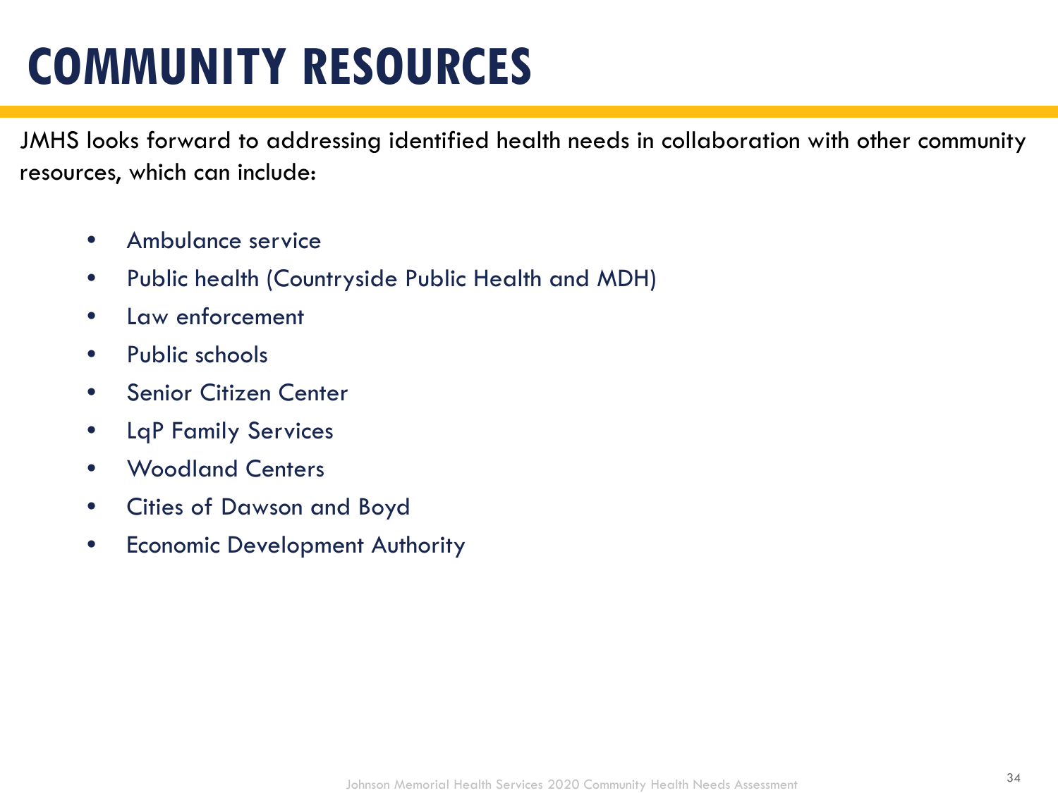# COMMUNITY RESOURCES

JMHS looks forward to addressing identified health needs in collaboration with other community resources, which can include:

- Ambulance service
- Public health (Countryside Public Health and MDH)
- Law enforcement
- Public schools
- Senior Citizen Center
- LqP Family Services
- Woodland Centers
- Cities of Dawson and Boyd
- Economic Development Authority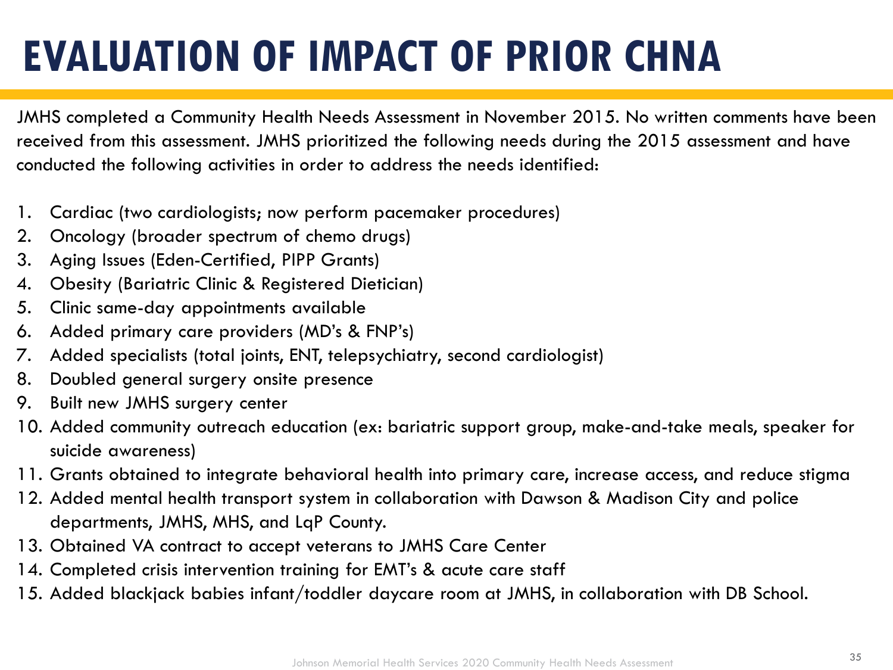# EVALUATION OF IMPACT OF PRIOR CHNA

JMHS completed a Community Health Needs Assessment in November 2015. No written comments have been received from this assessment. JMHS prioritized the following needs during the 2015 assessment and have conducted the following activities in order to address the needs identified:

1. Cardiac (two cardiologists; now perform pacemaker procedures)
2. Oncology (broader spectrum of chemo drugs)
3. Aging Issues (Eden-Certified, PIPP Grants)
4. Obesity (Bariatric Clinic & Registered Dietician)
5. Clinic same-day appointments available
6. Added primary care providers (MD's & FNP's)
7. Added specialists (total joints, ENT, telepsychiatry, second cardiologist)
8. Doubled general surgery onsite presence
9. Built new JMHS surgery center
10. Added community outreach education (ex: bariatric support group, make-and-take meals, speaker for suicide awareness)
11. Grants obtained to integrate behavioral health into primary care, increase access, and reduce stigma
12. Added mental health transport system in collaboration with Dawson & Madison City and police departments, JMHS, MHS, and LqP County.
13. Obtained VA contract to accept veterans to JMHS Care Center
14. Completed crisis intervention training for EMT's & acute care staff
15. Added blackjack babies infant/toddler daycare room at JMHS, in collaboration with DB School.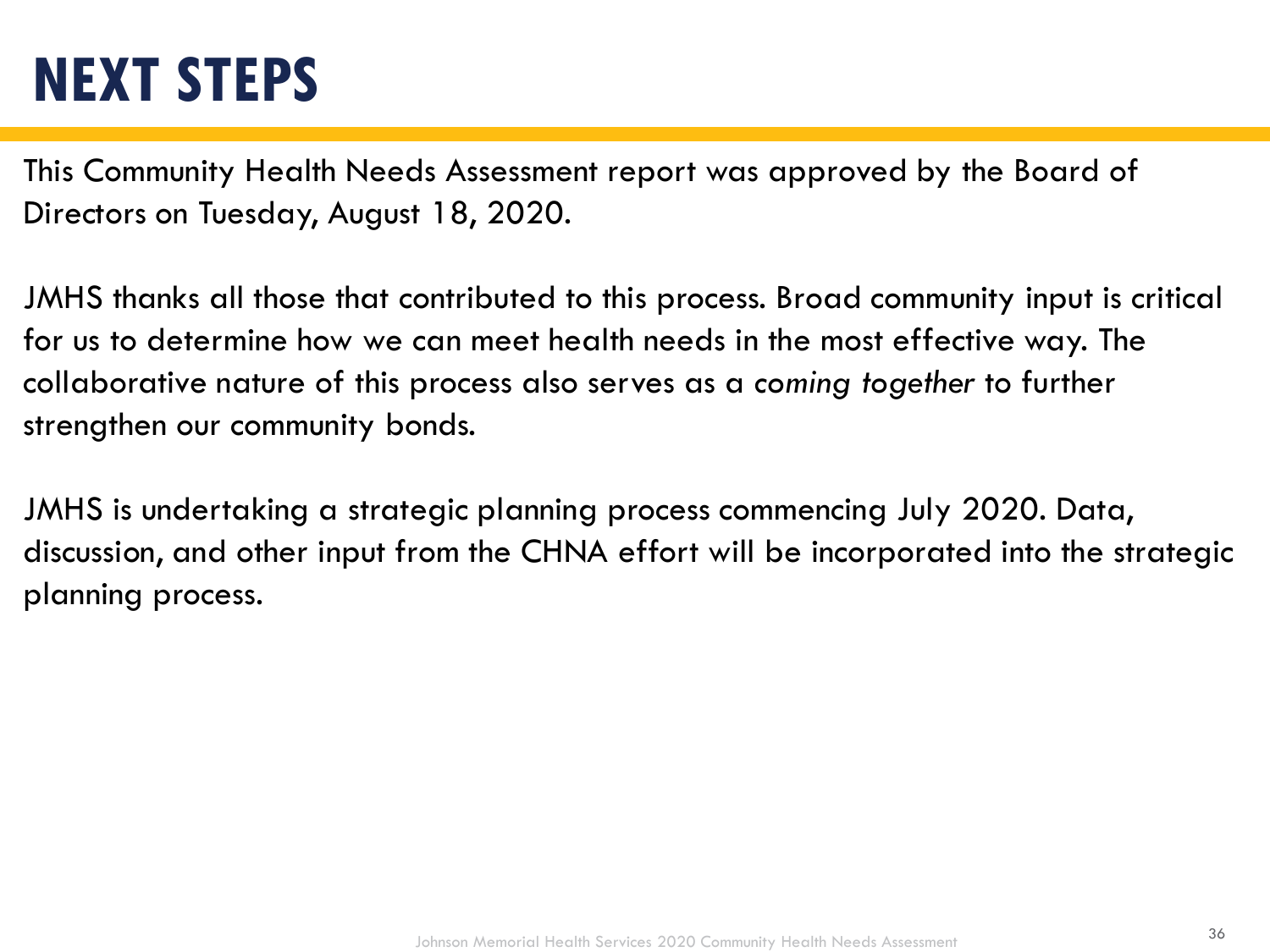# NEXT STEPS

This Community Health Needs Assessment report was approved by the Board of Directors on Tuesday, August 18, 2020.

JMHS thanks all those that contributed to this process. Broad community input is critical for us to determine how we can meet health needs in the most effective way. The collaborative nature of this process also serves as a *coming together* to further strengthen our community bonds.

JMHS is undertaking a strategic planning process commencing July 2020. Data, discussion, and other input from the CHNA effort will be incorporated into the strategic planning process.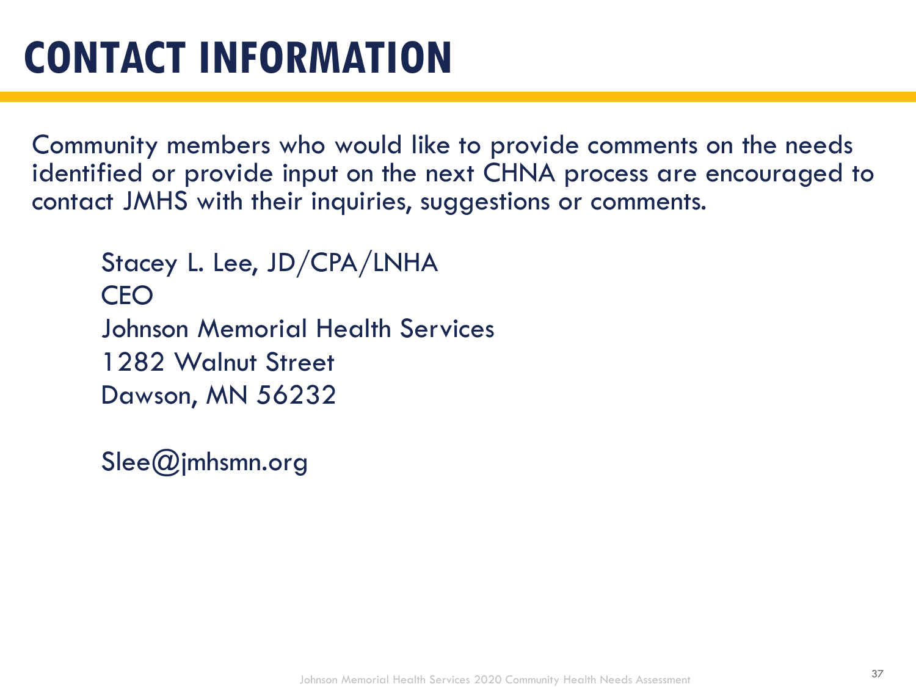# CONTACT INFORMATION

Community members who would like to provide comments on the needs identified or provide input on the next CHNA process are encouraged to contact JMHS with their inquiries, suggestions or comments.

Stacey L. Lee, JD/CPA/LNHA
CEO
Johnson Memorial Health Services
1282 Walnut Street
Dawson, MN 56232

Slee@jmhsmn.org